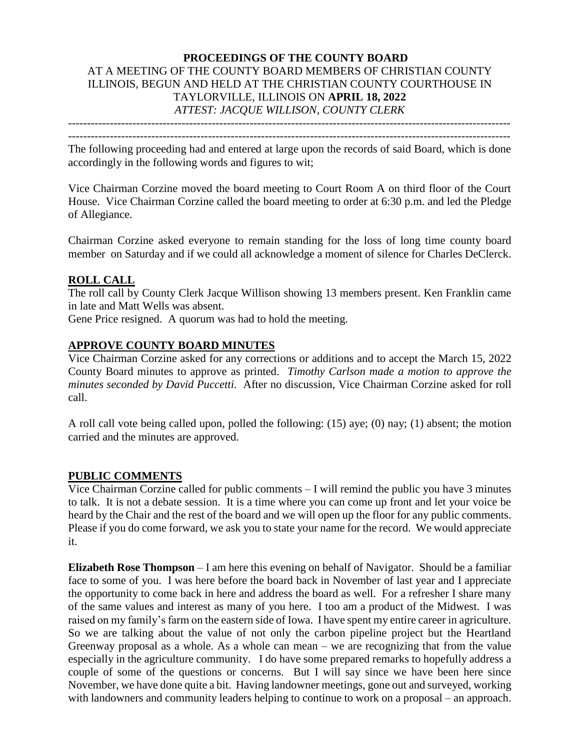**PROCEEDINGS OF THE COUNTY BOARD**
AT A MEETING OF THE COUNTY BOARD MEMBERS OF CHRISTIAN COUNTY ILLINOIS, BEGUN AND HELD AT THE CHRISTIAN COUNTY COURTHOUSE IN TAYLORVILLE, ILLINOIS ON **APRIL 18, 2022**
*ATTEST: JACQUE WILLISON, COUNTY CLERK*

---

The following proceeding had and entered at large upon the records of said Board, which is done accordingly in the following words and figures to wit;

Vice Chairman Corzine moved the board meeting to Court Room A on third floor of the Court House. Vice Chairman Corzine called the board meeting to order at 6:30 p.m. and led the Pledge of Allegiance.

Chairman Corzine asked everyone to remain standing for the loss of long time county board member on Saturday and if we could all acknowledge a moment of silence for Charles DeClerck.

## ROLL CALL

The roll call by County Clerk Jacque Willison showing 13 members present. Ken Franklin came in late and Matt Wells was absent.
Gene Price resigned. A quorum was had to hold the meeting.

## APPROVE COUNTY BOARD MINUTES

Vice Chairman Corzine asked for any corrections or additions and to accept the March 15, 2022 County Board minutes to approve as printed. *Timothy Carlson made a motion to approve the minutes seconded by David Puccetti.* After no discussion, Vice Chairman Corzine asked for roll call.

A roll call vote being called upon, polled the following: (15) aye; (0) nay; (1) absent; the motion carried and the minutes are approved.

## PUBLIC COMMENTS

Vice Chairman Corzine called for public comments – I will remind the public you have 3 minutes to talk. It is not a debate session. It is a time where you can come up front and let your voice be heard by the Chair and the rest of the board and we will open up the floor for any public comments. Please if you do come forward, we ask you to state your name for the record. We would appreciate it.

**Elizabeth Rose Thompson** – I am here this evening on behalf of Navigator. Should be a familiar face to some of you. I was here before the board back in November of last year and I appreciate the opportunity to come back in here and address the board as well. For a refresher I share many of the same values and interest as many of you here. I too am a product of the Midwest. I was raised on my family's farm on the eastern side of Iowa. I have spent my entire career in agriculture. So we are talking about the value of not only the carbon pipeline project but the Heartland Greenway proposal as a whole. As a whole can mean – we are recognizing that from the value especially in the agriculture community. I do have some prepared remarks to hopefully address a couple of some of the questions or concerns. But I will say since we have been here since November, we have done quite a bit. Having landowner meetings, gone out and surveyed, working with landowners and community leaders helping to continue to work on a proposal – an approach.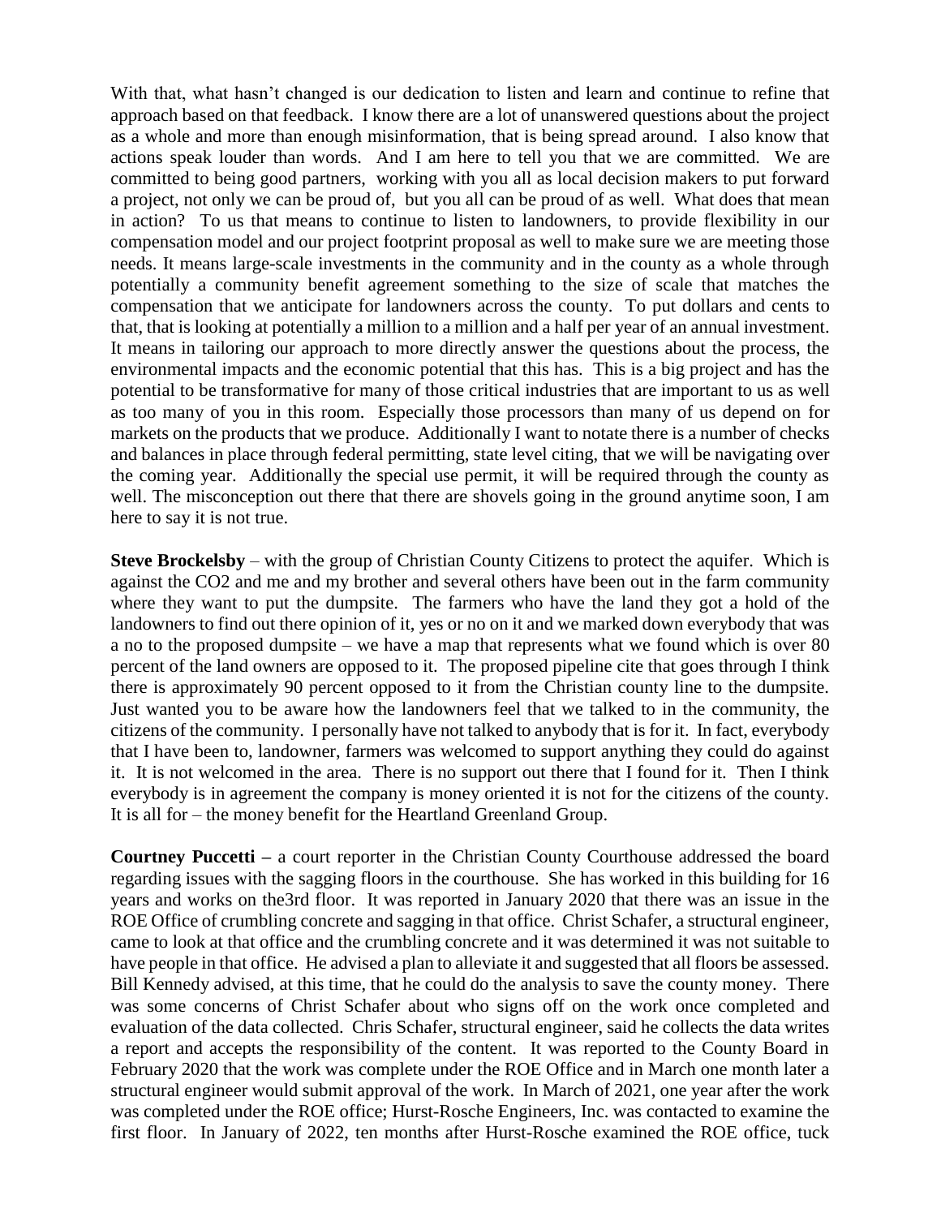With that, what hasn't changed is our dedication to listen and learn and continue to refine that approach based on that feedback. I know there are a lot of unanswered questions about the project as a whole and more than enough misinformation, that is being spread around. I also know that actions speak louder than words. And I am here to tell you that we are committed. We are committed to being good partners, working with you all as local decision makers to put forward a project, not only we can be proud of, but you all can be proud of as well. What does that mean in action? To us that means to continue to listen to landowners, to provide flexibility in our compensation model and our project footprint proposal as well to make sure we are meeting those needs. It means large-scale investments in the community and in the county as a whole through potentially a community benefit agreement something to the size of scale that matches the compensation that we anticipate for landowners across the county. To put dollars and cents to that, that is looking at potentially a million to a million and a half per year of an annual investment. It means in tailoring our approach to more directly answer the questions about the process, the environmental impacts and the economic potential that this has. This is a big project and has the potential to be transformative for many of those critical industries that are important to us as well as too many of you in this room. Especially those processors than many of us depend on for markets on the products that we produce. Additionally I want to notate there is a number of checks and balances in place through federal permitting, state level citing, that we will be navigating over the coming year. Additionally the special use permit, it will be required through the county as well. The misconception out there that there are shovels going in the ground anytime soon, I am here to say it is not true.

**Steve Brockelsby** – with the group of Christian County Citizens to protect the aquifer. Which is against the CO2 and me and my brother and several others have been out in the farm community where they want to put the dumpsite. The farmers who have the land they got a hold of the landowners to find out there opinion of it, yes or no on it and we marked down everybody that was a no to the proposed dumpsite – we have a map that represents what we found which is over 80 percent of the land owners are opposed to it. The proposed pipeline cite that goes through I think there is approximately 90 percent opposed to it from the Christian county line to the dumpsite. Just wanted you to be aware how the landowners feel that we talked to in the community, the citizens of the community. I personally have not talked to anybody that is for it. In fact, everybody that I have been to, landowner, farmers was welcomed to support anything they could do against it. It is not welcomed in the area. There is no support out there that I found for it. Then I think everybody is in agreement the company is money oriented it is not for the citizens of the county. It is all for – the money benefit for the Heartland Greenland Group.

**Courtney Puccetti –** a court reporter in the Christian County Courthouse addressed the board regarding issues with the sagging floors in the courthouse. She has worked in this building for 16 years and works on the3rd floor. It was reported in January 2020 that there was an issue in the ROE Office of crumbling concrete and sagging in that office. Christ Schafer, a structural engineer, came to look at that office and the crumbling concrete and it was determined it was not suitable to have people in that office. He advised a plan to alleviate it and suggested that all floors be assessed. Bill Kennedy advised, at this time, that he could do the analysis to save the county money. There was some concerns of Christ Schafer about who signs off on the work once completed and evaluation of the data collected. Chris Schafer, structural engineer, said he collects the data writes a report and accepts the responsibility of the content. It was reported to the County Board in February 2020 that the work was complete under the ROE Office and in March one month later a structural engineer would submit approval of the work. In March of 2021, one year after the work was completed under the ROE office; Hurst-Rosche Engineers, Inc. was contacted to examine the first floor. In January of 2022, ten months after Hurst-Rosche examined the ROE office, tuck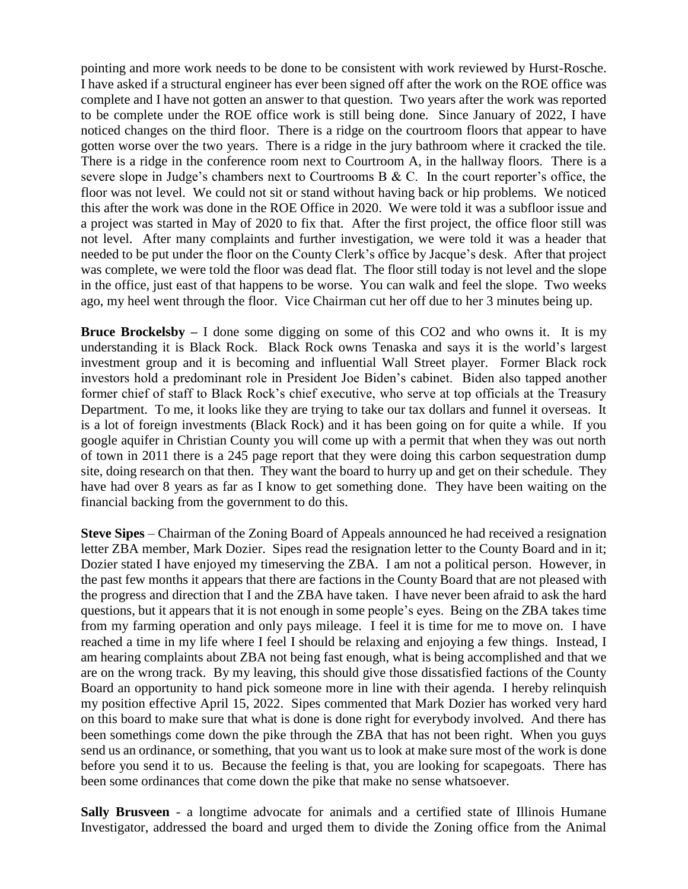pointing and more work needs to be done to be consistent with work reviewed by Hurst-Rosche. I have asked if a structural engineer has ever been signed off after the work on the ROE office was complete and I have not gotten an answer to that question. Two years after the work was reported to be complete under the ROE office work is still being done. Since January of 2022, I have noticed changes on the third floor. There is a ridge on the courtroom floors that appear to have gotten worse over the two years. There is a ridge in the jury bathroom where it cracked the tile. There is a ridge in the conference room next to Courtroom A, in the hallway floors. There is a severe slope in Judge's chambers next to Courtrooms B & C. In the court reporter's office, the floor was not level. We could not sit or stand without having back or hip problems. We noticed this after the work was done in the ROE Office in 2020. We were told it was a subfloor issue and a project was started in May of 2020 to fix that. After the first project, the office floor still was not level. After many complaints and further investigation, we were told it was a header that needed to be put under the floor on the County Clerk's office by Jacque's desk. After that project was complete, we were told the floor was dead flat. The floor still today is not level and the slope in the office, just east of that happens to be worse. You can walk and feel the slope. Two weeks ago, my heel went through the floor. Vice Chairman cut her off due to her 3 minutes being up.

**Bruce Brockelsby –** I done some digging on some of this $CO_2$ and who owns it. It is my understanding it is Black Rock. Black Rock owns Tenaska and says it is the world's largest investment group and it is becoming and influential Wall Street player. Former Black rock investors hold a predominant role in President Joe Biden's cabinet. Biden also tapped another former chief of staff to Black Rock's chief executive, who serve at top officials at the Treasury Department. To me, it looks like they are trying to take our tax dollars and funnel it overseas. It is a lot of foreign investments (Black Rock) and it has been going on for quite a while. If you google aquifer in Christian County you will come up with a permit that when they was out north of town in 2011 there is a 245 page report that they were doing this carbon sequestration dump site, doing research on that then. They want the board to hurry up and get on their schedule. They have had over 8 years as far as I know to get something done. They have been waiting on the financial backing from the government to do this.

**Steve Sipes** – Chairman of the Zoning Board of Appeals announced he had received a resignation letter ZBA member, Mark Dozier. Sipes read the resignation letter to the County Board and in it; Dozier stated I have enjoyed my timeserving the ZBA. I am not a political person. However, in the past few months it appears that there are factions in the County Board that are not pleased with the progress and direction that I and the ZBA have taken. I have never been afraid to ask the hard questions, but it appears that it is not enough in some people's eyes. Being on the ZBA takes time from my farming operation and only pays mileage. I feel it is time for me to move on. I have reached a time in my life where I feel I should be relaxing and enjoying a few things. Instead, I am hearing complaints about ZBA not being fast enough, what is being accomplished and that we are on the wrong track. By my leaving, this should give those dissatisfied factions of the County Board an opportunity to hand pick someone more in line with their agenda. I hereby relinquish my position effective April 15, 2022. Sipes commented that Mark Dozier has worked very hard on this board to make sure that what is done is done right for everybody involved. And there has been somethings come down the pike through the ZBA that has not been right. When you guys send us an ordinance, or something, that you want us to look at make sure most of the work is done before you send it to us. Because the feeling is that, you are looking for scapegoats. There has been some ordinances that come down the pike that make no sense whatsoever.

**Sally Brusveen** - a longtime advocate for animals and a certified state of Illinois Humane Investigator, addressed the board and urged them to divide the Zoning office from the Animal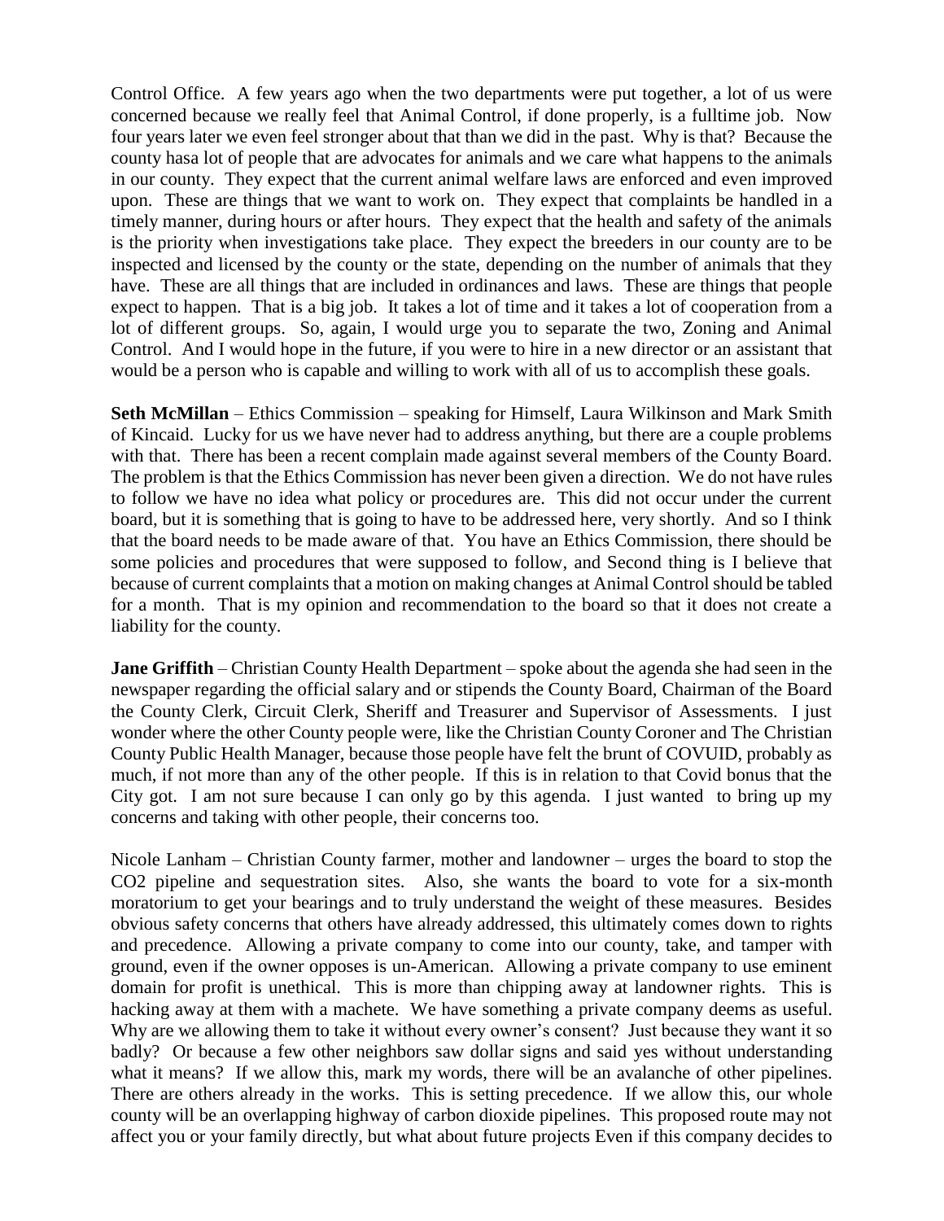Control Office. A few years ago when the two departments were put together, a lot of us were concerned because we really feel that Animal Control, if done properly, is a fulltime job. Now four years later we even feel stronger about that than we did in the past. Why is that? Because the county hasa lot of people that are advocates for animals and we care what happens to the animals in our county. They expect that the current animal welfare laws are enforced and even improved upon. These are things that we want to work on. They expect that complaints be handled in a timely manner, during hours or after hours. They expect that the health and safety of the animals is the priority when investigations take place. They expect the breeders in our county are to be inspected and licensed by the county or the state, depending on the number of animals that they have. These are all things that are included in ordinances and laws. These are things that people expect to happen. That is a big job. It takes a lot of time and it takes a lot of cooperation from a lot of different groups. So, again, I would urge you to separate the two, Zoning and Animal Control. And I would hope in the future, if you were to hire in a new director or an assistant that would be a person who is capable and willing to work with all of us to accomplish these goals.

**Seth McMillan** – Ethics Commission – speaking for Himself, Laura Wilkinson and Mark Smith of Kincaid. Lucky for us we have never had to address anything, but there are a couple problems with that. There has been a recent complain made against several members of the County Board. The problem is that the Ethics Commission has never been given a direction. We do not have rules to follow we have no idea what policy or procedures are. This did not occur under the current board, but it is something that is going to have to be addressed here, very shortly. And so I think that the board needs to be made aware of that. You have an Ethics Commission, there should be some policies and procedures that were supposed to follow, and Second thing is I believe that because of current complaints that a motion on making changes at Animal Control should be tabled for a month. That is my opinion and recommendation to the board so that it does not create a liability for the county.

**Jane Griffith** – Christian County Health Department – spoke about the agenda she had seen in the newspaper regarding the official salary and or stipends the County Board, Chairman of the Board the County Clerk, Circuit Clerk, Sheriff and Treasurer and Supervisor of Assessments. I just wonder where the other County people were, like the Christian County Coroner and The Christian County Public Health Manager, because those people have felt the brunt of COVUID, probably as much, if not more than any of the other people. If this is in relation to that Covid bonus that the City got. I am not sure because I can only go by this agenda. I just wanted to bring up my concerns and taking with other people, their concerns too.

Nicole Lanham – Christian County farmer, mother and landowner – urges the board to stop the CO2 pipeline and sequestration sites. Also, she wants the board to vote for a six-month moratorium to get your bearings and to truly understand the weight of these measures. Besides obvious safety concerns that others have already addressed, this ultimately comes down to rights and precedence. Allowing a private company to come into our county, take, and tamper with ground, even if the owner opposes is un-American. Allowing a private company to use eminent domain for profit is unethical. This is more than chipping away at landowner rights. This is hacking away at them with a machete. We have something a private company deems as useful. Why are we allowing them to take it without every owner's consent? Just because they want it so badly? Or because a few other neighbors saw dollar signs and said yes without understanding what it means? If we allow this, mark my words, there will be an avalanche of other pipelines. There are others already in the works. This is setting precedence. If we allow this, our whole county will be an overlapping highway of carbon dioxide pipelines. This proposed route may not affect you or your family directly, but what about future projects Even if this company decides to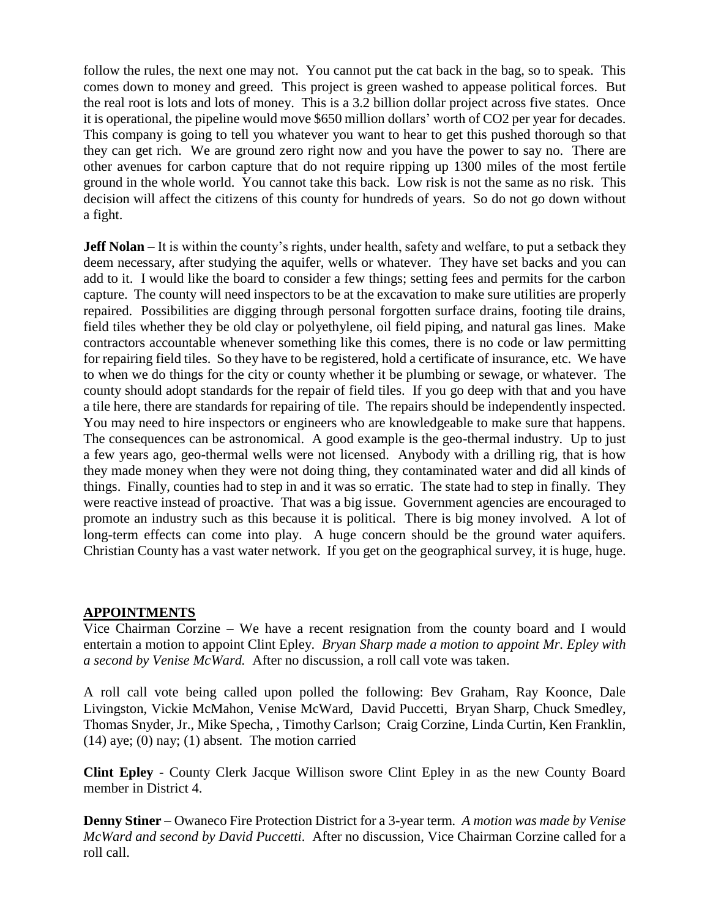follow the rules, the next one may not. You cannot put the cat back in the bag, so to speak. This comes down to money and greed. This project is green washed to appease political forces. But the real root is lots and lots of money. This is a 3.2 billion dollar project across five states. Once it is operational, the pipeline would move $650 million dollars' worth of $CO_2$ per year for decades. This company is going to tell you whatever you want to hear to get this pushed thorough so that they can get rich. We are ground zero right now and you have the power to say no. There are other avenues for carbon capture that do not require ripping up 1300 miles of the most fertile ground in the whole world. You cannot take this back. Low risk is not the same as no risk. This decision will affect the citizens of this county for hundreds of years. So do not go down without a fight.

**Jeff Nolan** – It is within the county's rights, under health, safety and welfare, to put a setback they deem necessary, after studying the aquifer, wells or whatever. They have set backs and you can add to it. I would like the board to consider a few things; setting fees and permits for the carbon capture. The county will need inspectors to be at the excavation to make sure utilities are properly repaired. Possibilities are digging through personal forgotten surface drains, footing tile drains, field tiles whether they be old clay or polyethylene, oil field piping, and natural gas lines. Make contractors accountable whenever something like this comes, there is no code or law permitting for repairing field tiles. So they have to be registered, hold a certificate of insurance, etc. We have to when we do things for the city or county whether it be plumbing or sewage, or whatever. The county should adopt standards for the repair of field tiles. If you go deep with that and you have a tile here, there are standards for repairing of tile. The repairs should be independently inspected. You may need to hire inspectors or engineers who are knowledgeable to make sure that happens. The consequences can be astronomical. A good example is the geo-thermal industry. Up to just a few years ago, geo-thermal wells were not licensed. Anybody with a drilling rig, that is how they made money when they were not doing thing, they contaminated water and did all kinds of things. Finally, counties had to step in and it was so erratic. The state had to step in finally. They were reactive instead of proactive. That was a big issue. Government agencies are encouraged to promote an industry such as this because it is political. There is big money involved. A lot of long-term effects can come into play. A huge concern should be the ground water aquifers. Christian County has a vast water network. If you get on the geographical survey, it is huge, huge.

## APPOINTMENTS

Vice Chairman Corzine – We have a recent resignation from the county board and I would entertain a motion to appoint Clint Epley. *Bryan Sharp made a motion to appoint Mr. Epley with a second by Venise McWard.* After no discussion, a roll call vote was taken.

A roll call vote being called upon polled the following: Bev Graham, Ray Koonce, Dale Livingston, Vickie McMahon, Venise McWard, David Puccetti, Bryan Sharp, Chuck Smedley, Thomas Snyder, Jr., Mike Specha, , Timothy Carlson; Craig Corzine, Linda Curtin, Ken Franklin, (14) aye; (0) nay; (1) absent. The motion carried

**Clint Epley** - County Clerk Jacque Willison swore Clint Epley in as the new County Board member in District 4.

**Denny Stiner** – Owaneco Fire Protection District for a 3-year term. *A motion was made by Venise McWard and second by David Puccetti.* After no discussion, Vice Chairman Corzine called for a roll call.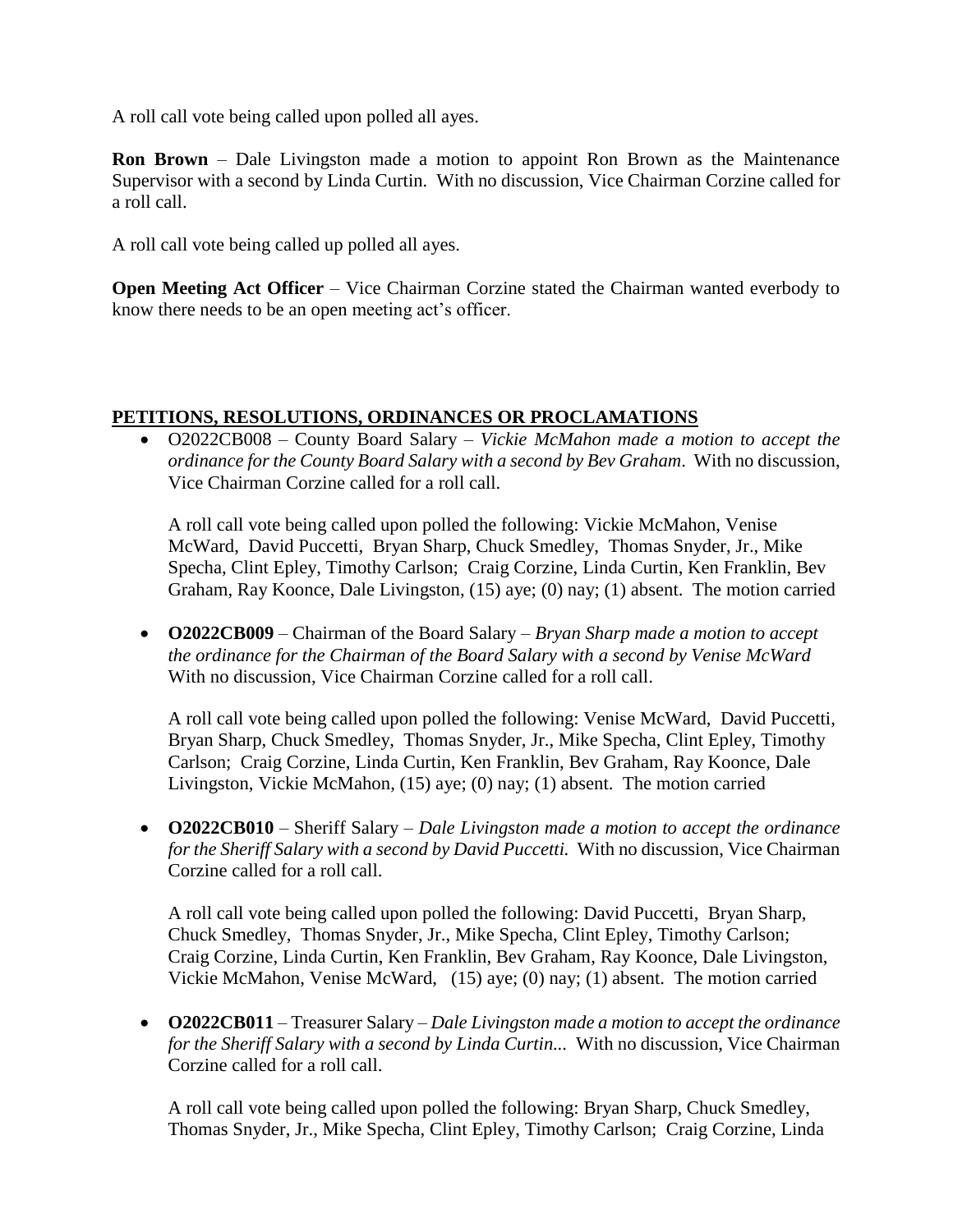A roll call vote being called upon polled all ayes.

**Ron Brown** – Dale Livingston made a motion to appoint Ron Brown as the Maintenance Supervisor with a second by Linda Curtin. With no discussion, Vice Chairman Corzine called for a roll call.

A roll call vote being called up polled all ayes.

**Open Meeting Act Officer** – Vice Chairman Corzine stated the Chairman wanted everbody to know there needs to be an open meeting act's officer.

## PETITIONS, RESOLUTIONS, ORDINANCES OR PROCLAMATIONS

- O2022CB008 – County Board Salary – *Vickie McMahon made a motion to accept the ordinance for the County Board Salary with a second by Bev Graham*. With no discussion, Vice Chairman Corzine called for a roll call.

  A roll call vote being called upon polled the following: Vickie McMahon, Venise McWard, David Puccetti, Bryan Sharp, Chuck Smedley, Thomas Snyder, Jr., Mike Specha, Clint Epley, Timothy Carlson; Craig Corzine, Linda Curtin, Ken Franklin, Bev Graham, Ray Koonce, Dale Livingston, (15) aye; (0) nay; (1) absent. The motion carried

- **O2022CB009** – Chairman of the Board Salary – *Bryan Sharp made a motion to accept the ordinance for the Chairman of the Board Salary with a second by Venise McWard* With no discussion, Vice Chairman Corzine called for a roll call.

  A roll call vote being called upon polled the following: Venise McWard, David Puccetti, Bryan Sharp, Chuck Smedley, Thomas Snyder, Jr., Mike Specha, Clint Epley, Timothy Carlson; Craig Corzine, Linda Curtin, Ken Franklin, Bev Graham, Ray Koonce, Dale Livingston, Vickie McMahon, (15) aye; (0) nay; (1) absent. The motion carried

- **O2022CB010** – Sheriff Salary – *Dale Livingston made a motion to accept the ordinance for the Sheriff Salary with a second by David Puccetti.* With no discussion, Vice Chairman Corzine called for a roll call.

  A roll call vote being called upon polled the following: David Puccetti, Bryan Sharp, Chuck Smedley, Thomas Snyder, Jr., Mike Specha, Clint Epley, Timothy Carlson; Craig Corzine, Linda Curtin, Ken Franklin, Bev Graham, Ray Koonce, Dale Livingston, Vickie McMahon, Venise McWard, (15) aye; (0) nay; (1) absent. The motion carried

- **O2022CB011** – Treasurer Salary – *Dale Livingston made a motion to accept the ordinance for the Sheriff Salary with a second by Linda Curtin...* With no discussion, Vice Chairman Corzine called for a roll call.

  A roll call vote being called upon polled the following: Bryan Sharp, Chuck Smedley, Thomas Snyder, Jr., Mike Specha, Clint Epley, Timothy Carlson; Craig Corzine, Linda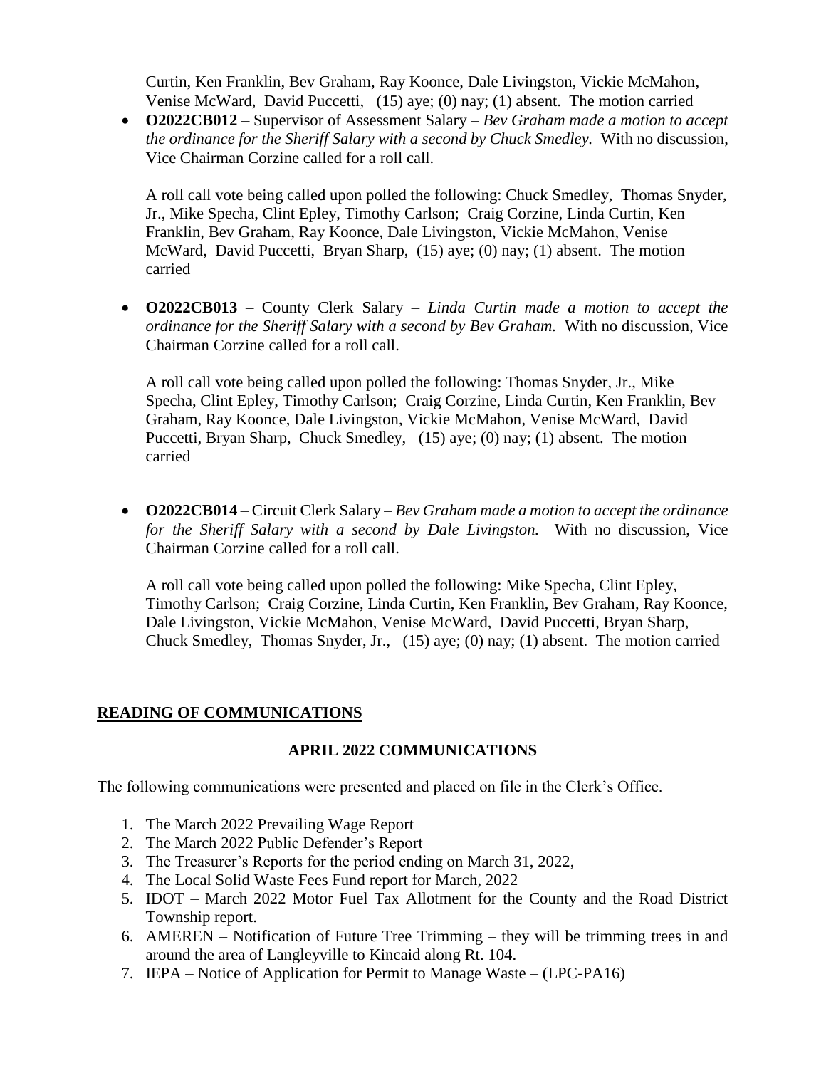Curtin, Ken Franklin, Bev Graham, Ray Koonce, Dale Livingston, Vickie McMahon, Venise McWard, David Puccetti, (15) aye; (0) nay; (1) absent. The motion carried

- **O2022CB012** – Supervisor of Assessment Salary – *Bev Graham made a motion to accept the ordinance for the Sheriff Salary with a second by Chuck Smedley.* With no discussion, Vice Chairman Corzine called for a roll call.

  A roll call vote being called upon polled the following: Chuck Smedley, Thomas Snyder, Jr., Mike Specha, Clint Epley, Timothy Carlson; Craig Corzine, Linda Curtin, Ken Franklin, Bev Graham, Ray Koonce, Dale Livingston, Vickie McMahon, Venise McWard, David Puccetti, Bryan Sharp, (15) aye; (0) nay; (1) absent. The motion carried

- **O2022CB013** – County Clerk Salary – *Linda Curtin made a motion to accept the ordinance for the Sheriff Salary with a second by Bev Graham.* With no discussion, Vice Chairman Corzine called for a roll call.

  A roll call vote being called upon polled the following: Thomas Snyder, Jr., Mike Specha, Clint Epley, Timothy Carlson; Craig Corzine, Linda Curtin, Ken Franklin, Bev Graham, Ray Koonce, Dale Livingston, Vickie McMahon, Venise McWard, David Puccetti, Bryan Sharp, Chuck Smedley, (15) aye; (0) nay; (1) absent. The motion carried

- **O2022CB014** – Circuit Clerk Salary – *Bev Graham made a motion to accept the ordinance for the Sheriff Salary with a second by Dale Livingston.* With no discussion, Vice Chairman Corzine called for a roll call.

  A roll call vote being called upon polled the following: Mike Specha, Clint Epley, Timothy Carlson; Craig Corzine, Linda Curtin, Ken Franklin, Bev Graham, Ray Koonce, Dale Livingston, Vickie McMahon, Venise McWard, David Puccetti, Bryan Sharp, Chuck Smedley, Thomas Snyder, Jr., (15) aye; (0) nay; (1) absent. The motion carried

## READING OF COMMUNICATIONS

### APRIL 2022 COMMUNICATIONS

The following communications were presented and placed on file in the Clerk's Office.

1. The March 2022 Prevailing Wage Report
2. The March 2022 Public Defender's Report
3. The Treasurer's Reports for the period ending on March 31, 2022,
4. The Local Solid Waste Fees Fund report for March, 2022
5. IDOT – March 2022 Motor Fuel Tax Allotment for the County and the Road District Township report.
6. AMEREN – Notification of Future Tree Trimming – they will be trimming trees in and around the area of Langleyville to Kincaid along Rt. 104.
7. IEPA – Notice of Application for Permit to Manage Waste – (LPC-PA16)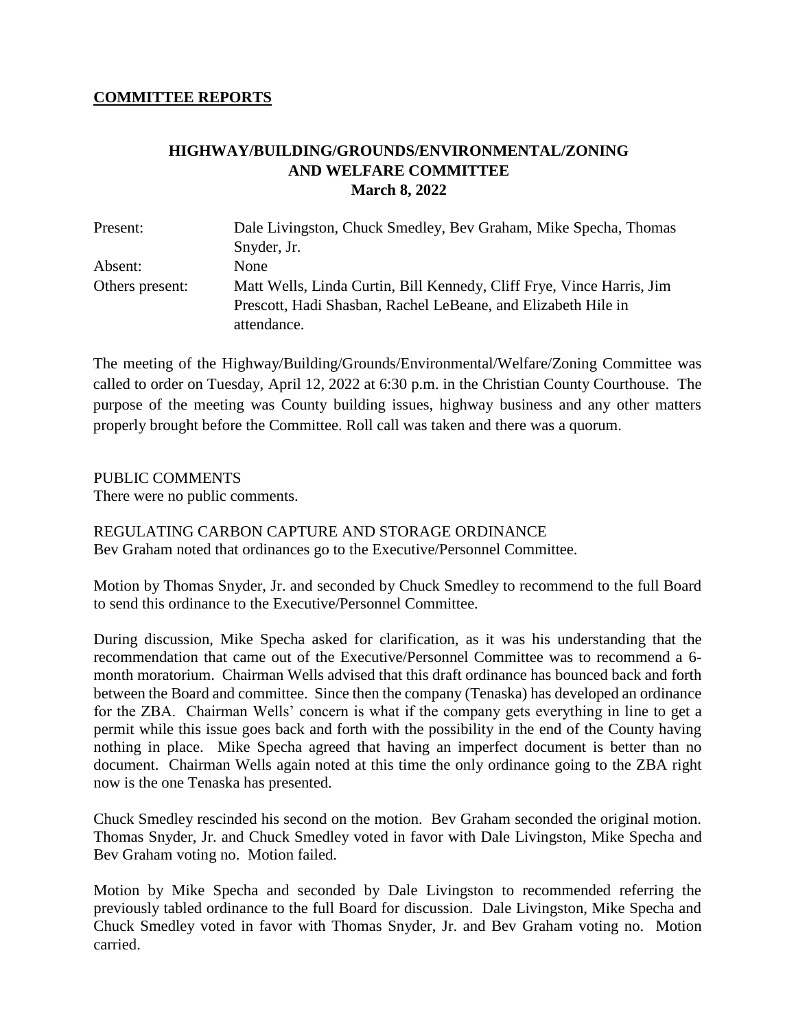## COMMITTEE REPORTS

### HIGHWAY/BUILDING/GROUNDS/ENVIRONMENTAL/ZONING AND WELFARE COMMITTEE
### March 8, 2022

| | |
|---|---|
| Present: | Dale Livingston, Chuck Smedley, Bev Graham, Mike Specha, Thomas Snyder, Jr. |
| Absent: | None |
| Others present: | Matt Wells, Linda Curtin, Bill Kennedy, Cliff Frye, Vince Harris, Jim Prescott, Hadi Shasban, Rachel LeBeane, and Elizabeth Hile in attendance. |

The meeting of the Highway/Building/Grounds/Environmental/Welfare/Zoning Committee was called to order on Tuesday, April 12, 2022 at 6:30 p.m. in the Christian County Courthouse. The purpose of the meeting was County building issues, highway business and any other matters properly brought before the Committee. Roll call was taken and there was a quorum.

PUBLIC COMMENTS
There were no public comments.

REGULATING CARBON CAPTURE AND STORAGE ORDINANCE
Bev Graham noted that ordinances go to the Executive/Personnel Committee.

Motion by Thomas Snyder, Jr. and seconded by Chuck Smedley to recommend to the full Board to send this ordinance to the Executive/Personnel Committee.

During discussion, Mike Specha asked for clarification, as it was his understanding that the recommendation that came out of the Executive/Personnel Committee was to recommend a 6-month moratorium. Chairman Wells advised that this draft ordinance has bounced back and forth between the Board and committee. Since then the company (Tenaska) has developed an ordinance for the ZBA. Chairman Wells' concern is what if the company gets everything in line to get a permit while this issue goes back and forth with the possibility in the end of the County having nothing in place. Mike Specha agreed that having an imperfect document is better than no document. Chairman Wells again noted at this time the only ordinance going to the ZBA right now is the one Tenaska has presented.

Chuck Smedley rescinded his second on the motion. Bev Graham seconded the original motion. Thomas Snyder, Jr. and Chuck Smedley voted in favor with Dale Livingston, Mike Specha and Bev Graham voting no. Motion failed.

Motion by Mike Specha and seconded by Dale Livingston to recommended referring the previously tabled ordinance to the full Board for discussion. Dale Livingston, Mike Specha and Chuck Smedley voted in favor with Thomas Snyder, Jr. and Bev Graham voting no. Motion carried.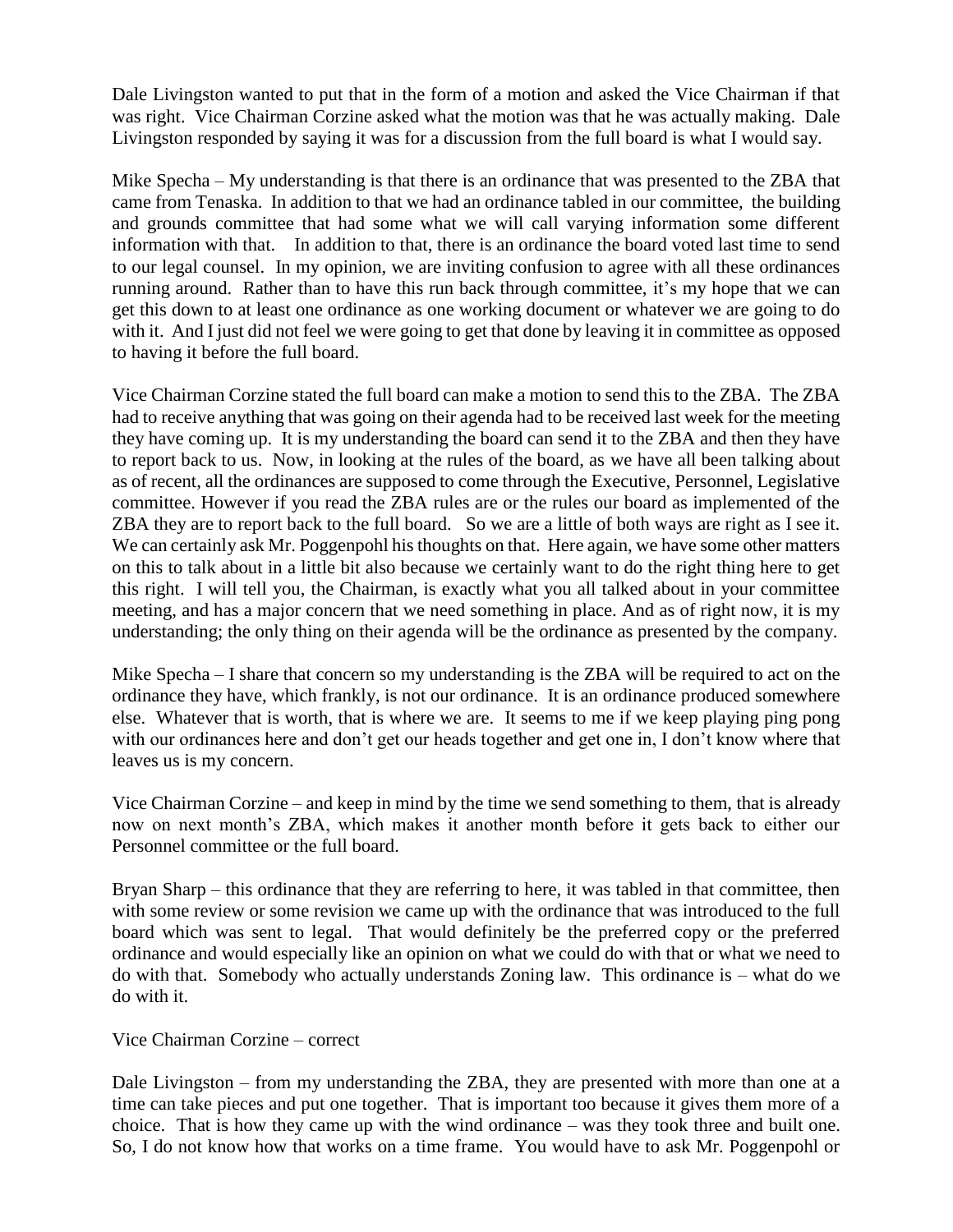Dale Livingston wanted to put that in the form of a motion and asked the Vice Chairman if that was right. Vice Chairman Corzine asked what the motion was that he was actually making. Dale Livingston responded by saying it was for a discussion from the full board is what I would say.

Mike Specha – My understanding is that there is an ordinance that was presented to the ZBA that came from Tenaska. In addition to that we had an ordinance tabled in our committee, the building and grounds committee that had some what we will call varying information some different information with that. In addition to that, there is an ordinance the board voted last time to send to our legal counsel. In my opinion, we are inviting confusion to agree with all these ordinances running around. Rather than to have this run back through committee, it's my hope that we can get this down to at least one ordinance as one working document or whatever we are going to do with it. And I just did not feel we were going to get that done by leaving it in committee as opposed to having it before the full board.

Vice Chairman Corzine stated the full board can make a motion to send this to the ZBA. The ZBA had to receive anything that was going on their agenda had to be received last week for the meeting they have coming up. It is my understanding the board can send it to the ZBA and then they have to report back to us. Now, in looking at the rules of the board, as we have all been talking about as of recent, all the ordinances are supposed to come through the Executive, Personnel, Legislative committee. However if you read the ZBA rules are or the rules our board as implemented of the ZBA they are to report back to the full board. So we are a little of both ways are right as I see it. We can certainly ask Mr. Poggenpohl his thoughts on that. Here again, we have some other matters on this to talk about in a little bit also because we certainly want to do the right thing here to get this right. I will tell you, the Chairman, is exactly what you all talked about in your committee meeting, and has a major concern that we need something in place. And as of right now, it is my understanding; the only thing on their agenda will be the ordinance as presented by the company.

Mike Specha – I share that concern so my understanding is the ZBA will be required to act on the ordinance they have, which frankly, is not our ordinance. It is an ordinance produced somewhere else. Whatever that is worth, that is where we are. It seems to me if we keep playing ping pong with our ordinances here and don't get our heads together and get one in, I don't know where that leaves us is my concern.

Vice Chairman Corzine – and keep in mind by the time we send something to them, that is already now on next month's ZBA, which makes it another month before it gets back to either our Personnel committee or the full board.

Bryan Sharp – this ordinance that they are referring to here, it was tabled in that committee, then with some review or some revision we came up with the ordinance that was introduced to the full board which was sent to legal. That would definitely be the preferred copy or the preferred ordinance and would especially like an opinion on what we could do with that or what we need to do with that. Somebody who actually understands Zoning law. This ordinance is – what do we do with it.

Vice Chairman Corzine – correct

Dale Livingston – from my understanding the ZBA, they are presented with more than one at a time can take pieces and put one together. That is important too because it gives them more of a choice. That is how they came up with the wind ordinance – was they took three and built one. So, I do not know how that works on a time frame. You would have to ask Mr. Poggenpohl or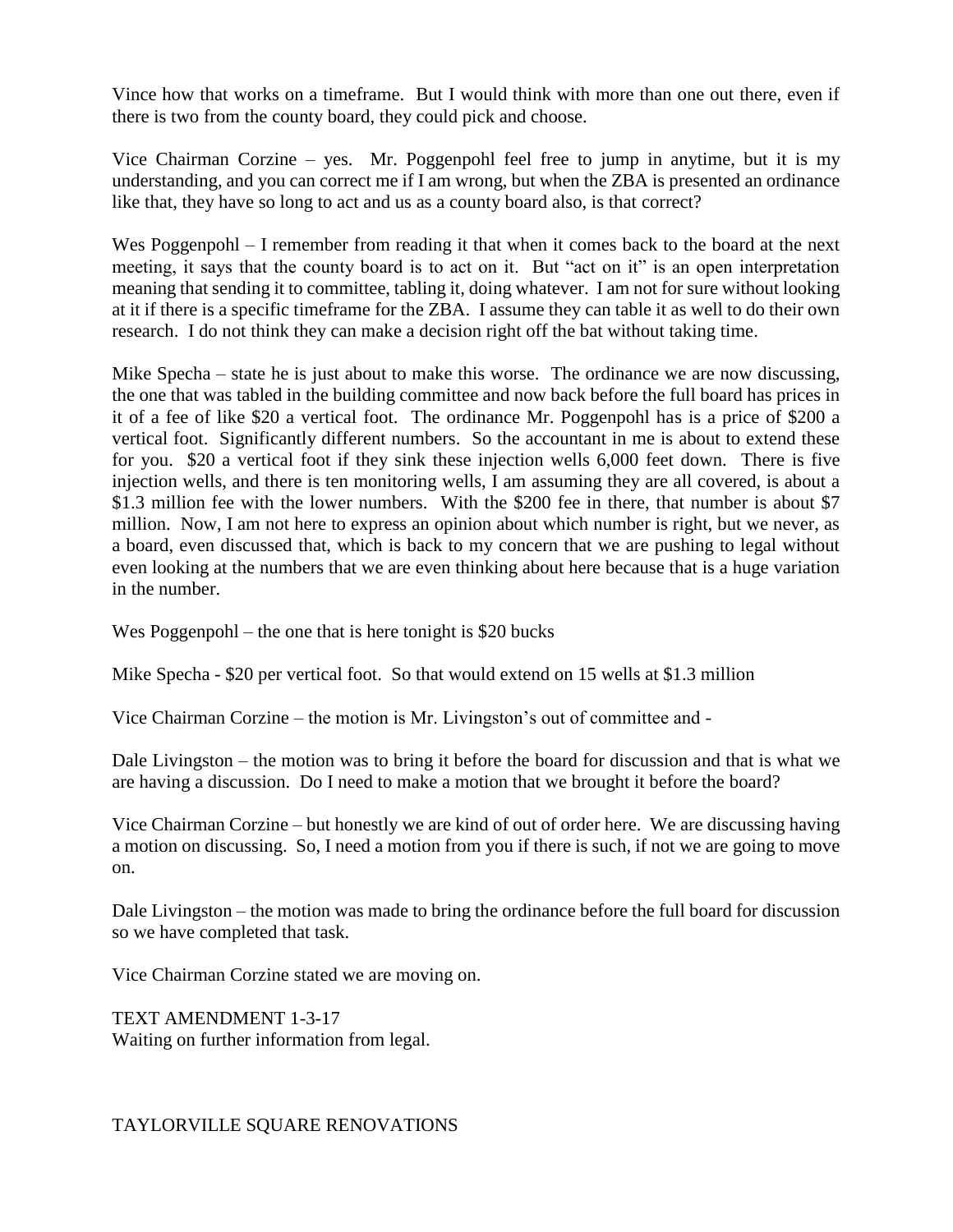Vince how that works on a timeframe. But I would think with more than one out there, even if there is two from the county board, they could pick and choose.

Vice Chairman Corzine – yes. Mr. Poggenpohl feel free to jump in anytime, but it is my understanding, and you can correct me if I am wrong, but when the ZBA is presented an ordinance like that, they have so long to act and us as a county board also, is that correct?

Wes Poggenpohl – I remember from reading it that when it comes back to the board at the next meeting, it says that the county board is to act on it. But "act on it" is an open interpretation meaning that sending it to committee, tabling it, doing whatever. I am not for sure without looking at it if there is a specific timeframe for the ZBA. I assume they can table it as well to do their own research. I do not think they can make a decision right off the bat without taking time.

Mike Specha – state he is just about to make this worse. The ordinance we are now discussing, the one that was tabled in the building committee and now back before the full board has prices in it of a fee of like $20 a vertical foot. The ordinance Mr. Poggenpohl has is a price of $200 a vertical foot. Significantly different numbers. So the accountant in me is about to extend these for you. $20 a vertical foot if they sink these injection wells 6,000 feet down. There is five injection wells, and there is ten monitoring wells, I am assuming they are all covered, is about a $1.3 million fee with the lower numbers. With the $200 fee in there, that number is about $7 million. Now, I am not here to express an opinion about which number is right, but we never, as a board, even discussed that, which is back to my concern that we are pushing to legal without even looking at the numbers that we are even thinking about here because that is a huge variation in the number.

Wes Poggenpohl – the one that is here tonight is $20 bucks

Mike Specha - $20 per vertical foot. So that would extend on 15 wells at $1.3 million

Vice Chairman Corzine – the motion is Mr. Livingston's out of committee and -

Dale Livingston – the motion was to bring it before the board for discussion and that is what we are having a discussion. Do I need to make a motion that we brought it before the board?

Vice Chairman Corzine – but honestly we are kind of out of order here. We are discussing having a motion on discussing. So, I need a motion from you if there is such, if not we are going to move on.

Dale Livingston – the motion was made to bring the ordinance before the full board for discussion so we have completed that task.

Vice Chairman Corzine stated we are moving on.

TEXT AMENDMENT 1-3-17
Waiting on further information from legal.

TAYLORVILLE SQUARE RENOVATIONS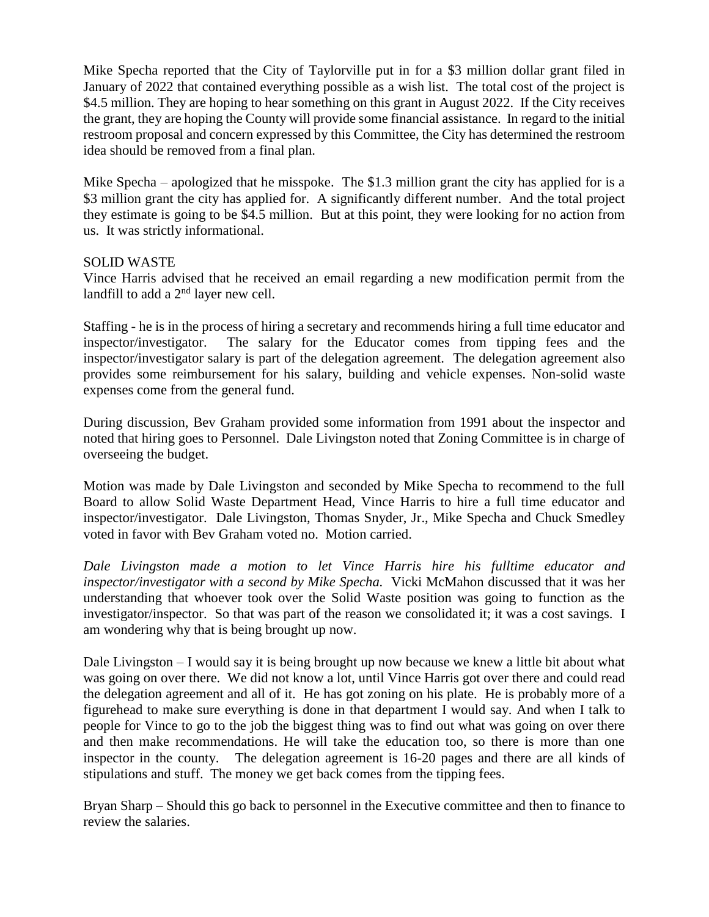Mike Specha reported that the City of Taylorville put in for a \$3 million dollar grant filed in January of 2022 that contained everything possible as a wish list. The total cost of the project is \$4.5 million. They are hoping to hear something on this grant in August 2022. If the City receives the grant, they are hoping the County will provide some financial assistance. In regard to the initial restroom proposal and concern expressed by this Committee, the City has determined the restroom idea should be removed from a final plan.

Mike Specha – apologized that he misspoke. The \$1.3 million grant the city has applied for is a \$3 million grant the city has applied for. A significantly different number. And the total project they estimate is going to be \$4.5 million. But at this point, they were looking for no action from us. It was strictly informational.

SOLID WASTE

Vince Harris advised that he received an email regarding a new modification permit from the landfill to add a 2nd layer new cell.

Staffing - he is in the process of hiring a secretary and recommends hiring a full time educator and inspector/investigator. The salary for the Educator comes from tipping fees and the inspector/investigator salary is part of the delegation agreement. The delegation agreement also provides some reimbursement for his salary, building and vehicle expenses. Non-solid waste expenses come from the general fund.

During discussion, Bev Graham provided some information from 1991 about the inspector and noted that hiring goes to Personnel. Dale Livingston noted that Zoning Committee is in charge of overseeing the budget.

Motion was made by Dale Livingston and seconded by Mike Specha to recommend to the full Board to allow Solid Waste Department Head, Vince Harris to hire a full time educator and inspector/investigator. Dale Livingston, Thomas Snyder, Jr., Mike Specha and Chuck Smedley voted in favor with Bev Graham voted no. Motion carried.

*Dale Livingston made a motion to let Vince Harris hire his fulltime educator and inspector/investigator with a second by Mike Specha.* Vicki McMahon discussed that it was her understanding that whoever took over the Solid Waste position was going to function as the investigator/inspector. So that was part of the reason we consolidated it; it was a cost savings. I am wondering why that is being brought up now.

Dale Livingston – I would say it is being brought up now because we knew a little bit about what was going on over there. We did not know a lot, until Vince Harris got over there and could read the delegation agreement and all of it. He has got zoning on his plate. He is probably more of a figurehead to make sure everything is done in that department I would say. And when I talk to people for Vince to go to the job the biggest thing was to find out what was going on over there and then make recommendations. He will take the education too, so there is more than one inspector in the county. The delegation agreement is 16-20 pages and there are all kinds of stipulations and stuff. The money we get back comes from the tipping fees.

Bryan Sharp – Should this go back to personnel in the Executive committee and then to finance to review the salaries.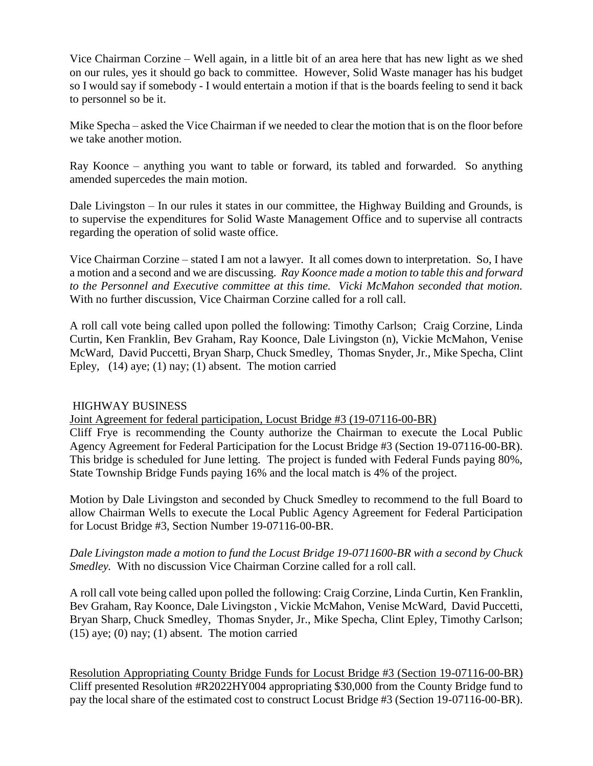Vice Chairman Corzine – Well again, in a little bit of an area here that has new light as we shed on our rules, yes it should go back to committee. However, Solid Waste manager has his budget so I would say if somebody - I would entertain a motion if that is the boards feeling to send it back to personnel so be it.

Mike Specha – asked the Vice Chairman if we needed to clear the motion that is on the floor before we take another motion.

Ray Koonce – anything you want to table or forward, its tabled and forwarded. So anything amended supercedes the main motion.

Dale Livingston – In our rules it states in our committee, the Highway Building and Grounds, is to supervise the expenditures for Solid Waste Management Office and to supervise all contracts regarding the operation of solid waste office.

Vice Chairman Corzine – stated I am not a lawyer. It all comes down to interpretation. So, I have a motion and a second and we are discussing. *Ray Koonce made a motion to table this and forward to the Personnel and Executive committee at this time. Vicki McMahon seconded that motion.* With no further discussion, Vice Chairman Corzine called for a roll call.

A roll call vote being called upon polled the following: Timothy Carlson; Craig Corzine, Linda Curtin, Ken Franklin, Bev Graham, Ray Koonce, Dale Livingston (n), Vickie McMahon, Venise McWard, David Puccetti, Bryan Sharp, Chuck Smedley, Thomas Snyder, Jr., Mike Specha, Clint Epley, (14) aye; (1) nay; (1) absent. The motion carried

HIGHWAY BUSINESS

Joint Agreement for federal participation, Locust Bridge #3 (19-07116-00-BR)

Cliff Frye is recommending the County authorize the Chairman to execute the Local Public Agency Agreement for Federal Participation for the Locust Bridge #3 (Section 19-07116-00-BR). This bridge is scheduled for June letting. The project is funded with Federal Funds paying 80%, State Township Bridge Funds paying 16% and the local match is 4% of the project.

Motion by Dale Livingston and seconded by Chuck Smedley to recommend to the full Board to allow Chairman Wells to execute the Local Public Agency Agreement for Federal Participation for Locust Bridge #3, Section Number 19-07116-00-BR.

*Dale Livingston made a motion to fund the Locust Bridge 19-0711600-BR with a second by Chuck Smedley.* With no discussion Vice Chairman Corzine called for a roll call.

A roll call vote being called upon polled the following: Craig Corzine, Linda Curtin, Ken Franklin, Bev Graham, Ray Koonce, Dale Livingston , Vickie McMahon, Venise McWard, David Puccetti, Bryan Sharp, Chuck Smedley, Thomas Snyder, Jr., Mike Specha, Clint Epley, Timothy Carlson; (15) aye; (0) nay; (1) absent. The motion carried

Resolution Appropriating County Bridge Funds for Locust Bridge #3 (Section 19-07116-00-BR)

Cliff presented Resolution #R2022HY004 appropriating $30,000 from the County Bridge fund to pay the local share of the estimated cost to construct Locust Bridge #3 (Section 19-07116-00-BR).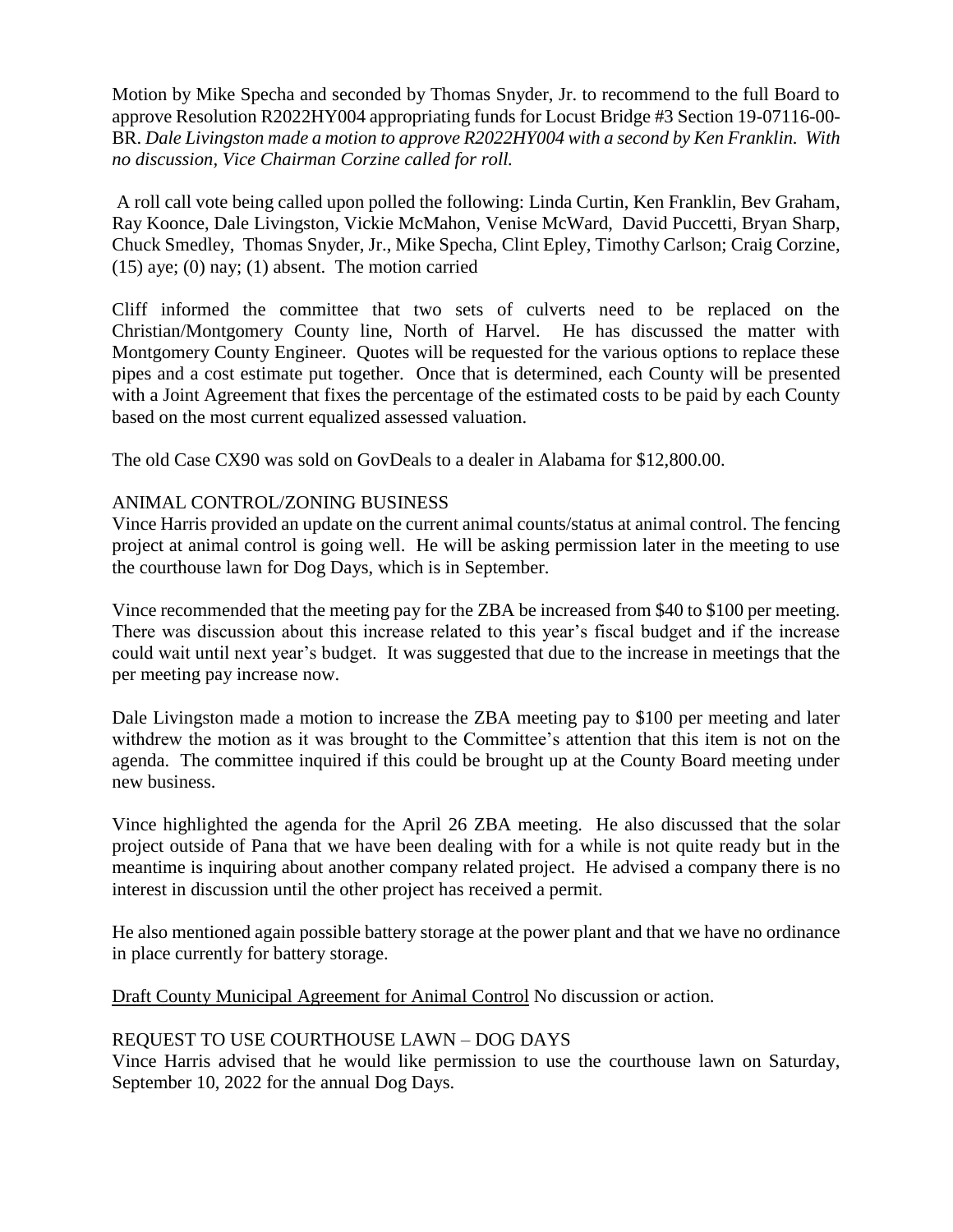Motion by Mike Specha and seconded by Thomas Snyder, Jr. to recommend to the full Board to approve Resolution R2022HY004 appropriating funds for Locust Bridge #3 Section 19-07116-00-BR. *Dale Livingston made a motion to approve R2022HY004 with a second by Ken Franklin. With no discussion, Vice Chairman Corzine called for roll.*

A roll call vote being called upon polled the following: Linda Curtin, Ken Franklin, Bev Graham, Ray Koonce, Dale Livingston, Vickie McMahon, Venise McWard, David Puccetti, Bryan Sharp, Chuck Smedley, Thomas Snyder, Jr., Mike Specha, Clint Epley, Timothy Carlson; Craig Corzine, (15) aye; (0) nay; (1) absent. The motion carried

Cliff informed the committee that two sets of culverts need to be replaced on the Christian/Montgomery County line, North of Harvel. He has discussed the matter with Montgomery County Engineer. Quotes will be requested for the various options to replace these pipes and a cost estimate put together. Once that is determined, each County will be presented with a Joint Agreement that fixes the percentage of the estimated costs to be paid by each County based on the most current equalized assessed valuation.

The old Case CX90 was sold on GovDeals to a dealer in Alabama for $12,800.00.

ANIMAL CONTROL/ZONING BUSINESS

Vince Harris provided an update on the current animal counts/status at animal control. The fencing project at animal control is going well. He will be asking permission later in the meeting to use the courthouse lawn for Dog Days, which is in September.

Vince recommended that the meeting pay for the ZBA be increased from $40 to $100 per meeting. There was discussion about this increase related to this year's fiscal budget and if the increase could wait until next year's budget. It was suggested that due to the increase in meetings that the per meeting pay increase now.

Dale Livingston made a motion to increase the ZBA meeting pay to $100 per meeting and later withdrew the motion as it was brought to the Committee's attention that this item is not on the agenda. The committee inquired if this could be brought up at the County Board meeting under new business.

Vince highlighted the agenda for the April 26 ZBA meeting. He also discussed that the solar project outside of Pana that we have been dealing with for a while is not quite ready but in the meantime is inquiring about another company related project. He advised a company there is no interest in discussion until the other project has received a permit.

He also mentioned again possible battery storage at the power plant and that we have no ordinance in place currently for battery storage.

Draft County Municipal Agreement for Animal Control No discussion or action.

REQUEST TO USE COURTHOUSE LAWN – DOG DAYS

Vince Harris advised that he would like permission to use the courthouse lawn on Saturday, September 10, 2022 for the annual Dog Days.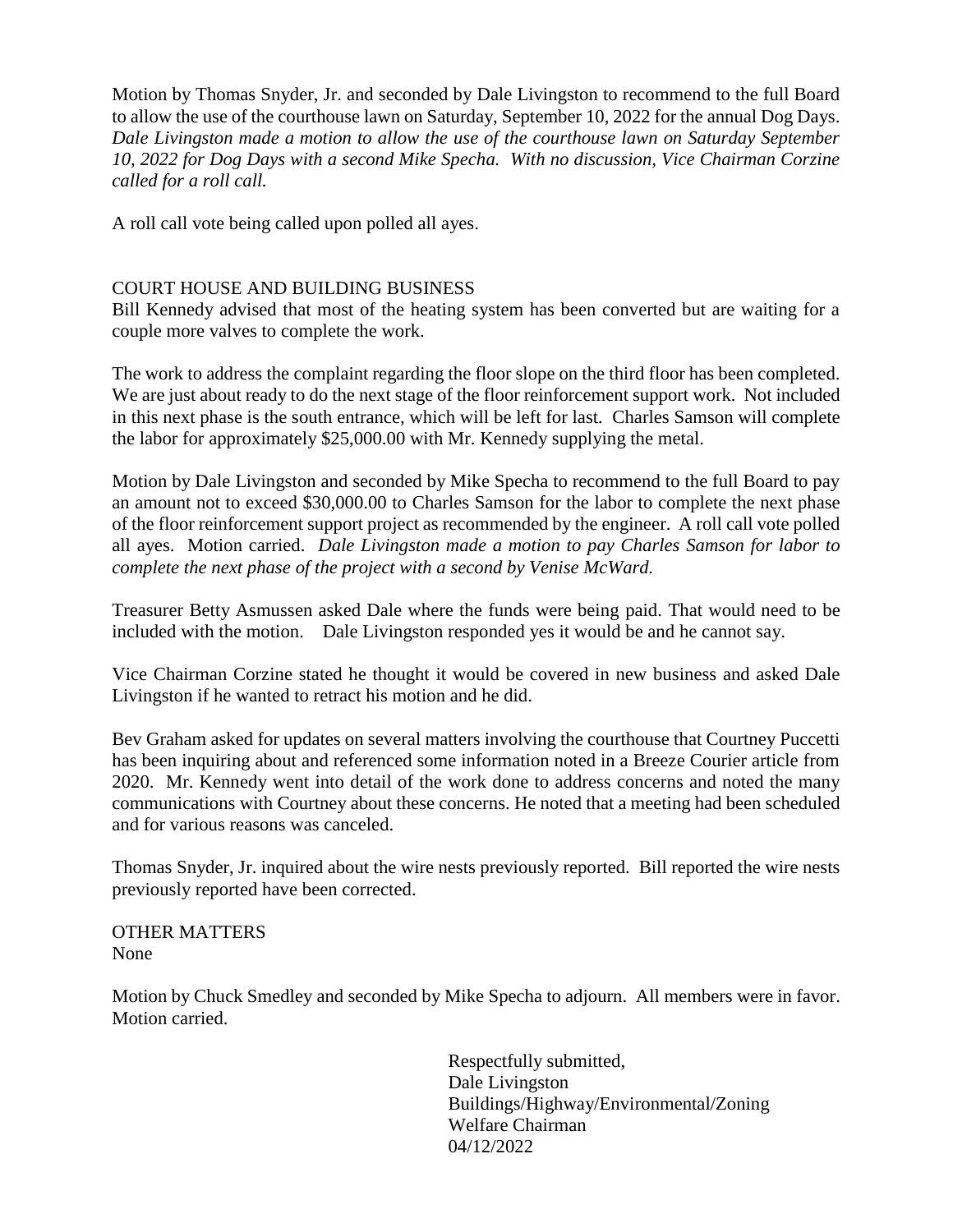Motion by Thomas Snyder, Jr. and seconded by Dale Livingston to recommend to the full Board to allow the use of the courthouse lawn on Saturday, September 10, 2022 for the annual Dog Days. *Dale Livingston made a motion to allow the use of the courthouse lawn on Saturday September 10, 2022 for Dog Days with a second Mike Specha. With no discussion, Vice Chairman Corzine called for a roll call.*

A roll call vote being called upon polled all ayes.

COURT HOUSE AND BUILDING BUSINESS

Bill Kennedy advised that most of the heating system has been converted but are waiting for a couple more valves to complete the work.

The work to address the complaint regarding the floor slope on the third floor has been completed. We are just about ready to do the next stage of the floor reinforcement support work. Not included in this next phase is the south entrance, which will be left for last. Charles Samson will complete the labor for approximately $25,000.00 with Mr. Kennedy supplying the metal.

Motion by Dale Livingston and seconded by Mike Specha to recommend to the full Board to pay an amount not to exceed $30,000.00 to Charles Samson for the labor to complete the next phase of the floor reinforcement support project as recommended by the engineer. A roll call vote polled all ayes. Motion carried. *Dale Livingston made a motion to pay Charles Samson for labor to complete the next phase of the project with a second by Venise McWard.*

Treasurer Betty Asmussen asked Dale where the funds were being paid. That would need to be included with the motion. Dale Livingston responded yes it would be and he cannot say.

Vice Chairman Corzine stated he thought it would be covered in new business and asked Dale Livingston if he wanted to retract his motion and he did.

Bev Graham asked for updates on several matters involving the courthouse that Courtney Puccetti has been inquiring about and referenced some information noted in a Breeze Courier article from 2020. Mr. Kennedy went into detail of the work done to address concerns and noted the many communications with Courtney about these concerns. He noted that a meeting had been scheduled and for various reasons was canceled.

Thomas Snyder, Jr. inquired about the wire nests previously reported. Bill reported the wire nests previously reported have been corrected.

OTHER MATTERS
None

Motion by Chuck Smedley and seconded by Mike Specha to adjourn. All members were in favor. Motion carried.

Respectfully submitted,
Dale Livingston
Buildings/Highway/Environmental/Zoning
Welfare Chairman
04/12/2022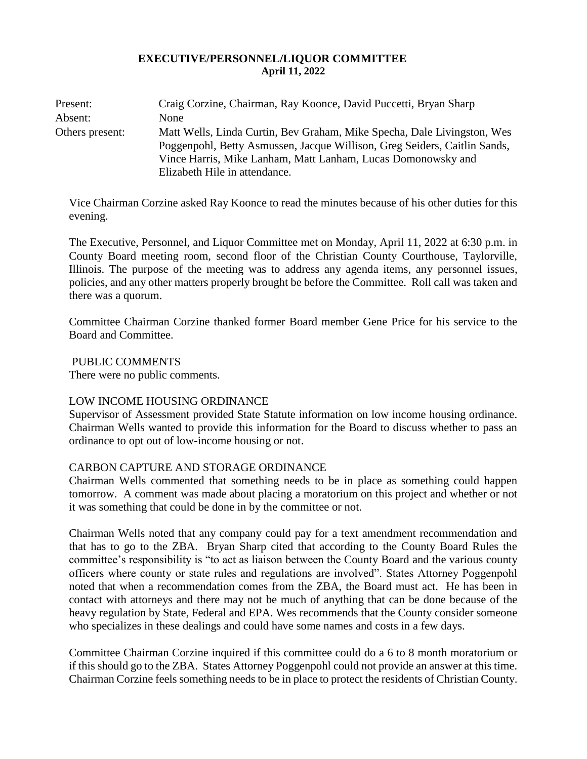# EXECUTIVE/PERSONNEL/LIQUOR COMMITTEE
**April 11, 2022**

| | |
|---|---|
| Present: | Craig Corzine, Chairman, Ray Koonce, David Puccetti, Bryan Sharp |
| Absent: | None |
| Others present: | Matt Wells, Linda Curtin, Bev Graham, Mike Specha, Dale Livingston, Wes Poggenpohl, Betty Asmussen, Jacque Willison, Greg Seiders, Caitlin Sands, Vince Harris, Mike Lanham, Matt Lanham, Lucas Domonowsky and Elizabeth Hile in attendance. |

Vice Chairman Corzine asked Ray Koonce to read the minutes because of his other duties for this evening.

The Executive, Personnel, and Liquor Committee met on Monday, April 11, 2022 at 6:30 p.m. in County Board meeting room, second floor of the Christian County Courthouse, Taylorville, Illinois. The purpose of the meeting was to address any agenda items, any personnel issues, policies, and any other matters properly brought be before the Committee. Roll call was taken and there was a quorum.

Committee Chairman Corzine thanked former Board member Gene Price for his service to the Board and Committee.

PUBLIC COMMENTS
There were no public comments.

LOW INCOME HOUSING ORDINANCE
Supervisor of Assessment provided State Statute information on low income housing ordinance. Chairman Wells wanted to provide this information for the Board to discuss whether to pass an ordinance to opt out of low-income housing or not.

CARBON CAPTURE AND STORAGE ORDINANCE
Chairman Wells commented that something needs to be in place as something could happen tomorrow. A comment was made about placing a moratorium on this project and whether or not it was something that could be done in by the committee or not.

Chairman Wells noted that any company could pay for a text amendment recommendation and that has to go to the ZBA. Bryan Sharp cited that according to the County Board Rules the committee's responsibility is "to act as liaison between the County Board and the various county officers where county or state rules and regulations are involved". States Attorney Poggenpohl noted that when a recommendation comes from the ZBA, the Board must act. He has been in contact with attorneys and there may not be much of anything that can be done because of the heavy regulation by State, Federal and EPA. Wes recommends that the County consider someone who specializes in these dealings and could have some names and costs in a few days.

Committee Chairman Corzine inquired if this committee could do a 6 to 8 month moratorium or if this should go to the ZBA. States Attorney Poggenpohl could not provide an answer at this time. Chairman Corzine feels something needs to be in place to protect the residents of Christian County.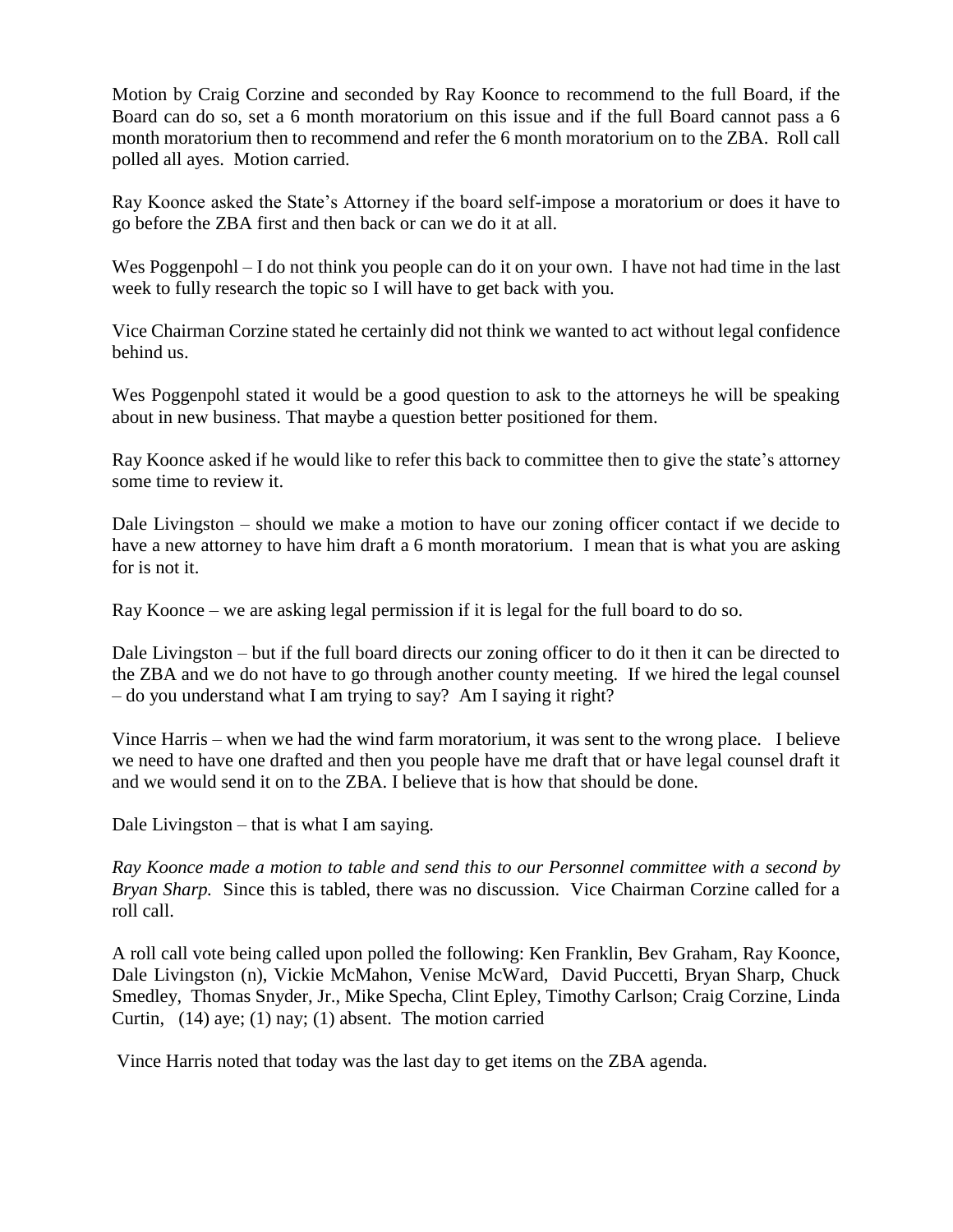Motion by Craig Corzine and seconded by Ray Koonce to recommend to the full Board, if the Board can do so, set a 6 month moratorium on this issue and if the full Board cannot pass a 6 month moratorium then to recommend and refer the 6 month moratorium on to the ZBA. Roll call polled all ayes. Motion carried.

Ray Koonce asked the State's Attorney if the board self-impose a moratorium or does it have to go before the ZBA first and then back or can we do it at all.

Wes Poggenpohl – I do not think you people can do it on your own. I have not had time in the last week to fully research the topic so I will have to get back with you.

Vice Chairman Corzine stated he certainly did not think we wanted to act without legal confidence behind us.

Wes Poggenpohl stated it would be a good question to ask to the attorneys he will be speaking about in new business. That maybe a question better positioned for them.

Ray Koonce asked if he would like to refer this back to committee then to give the state's attorney some time to review it.

Dale Livingston – should we make a motion to have our zoning officer contact if we decide to have a new attorney to have him draft a 6 month moratorium. I mean that is what you are asking for is not it.

Ray Koonce – we are asking legal permission if it is legal for the full board to do so.

Dale Livingston – but if the full board directs our zoning officer to do it then it can be directed to the ZBA and we do not have to go through another county meeting. If we hired the legal counsel – do you understand what I am trying to say? Am I saying it right?

Vince Harris – when we had the wind farm moratorium, it was sent to the wrong place. I believe we need to have one drafted and then you people have me draft that or have legal counsel draft it and we would send it on to the ZBA. I believe that is how that should be done.

Dale Livingston – that is what I am saying.

*Ray Koonce made a motion to table and send this to our Personnel committee with a second by Bryan Sharp.* Since this is tabled, there was no discussion. Vice Chairman Corzine called for a roll call.

A roll call vote being called upon polled the following: Ken Franklin, Bev Graham, Ray Koonce, Dale Livingston (n), Vickie McMahon, Venise McWard, David Puccetti, Bryan Sharp, Chuck Smedley, Thomas Snyder, Jr., Mike Specha, Clint Epley, Timothy Carlson; Craig Corzine, Linda Curtin, (14) aye; (1) nay; (1) absent. The motion carried

Vince Harris noted that today was the last day to get items on the ZBA agenda.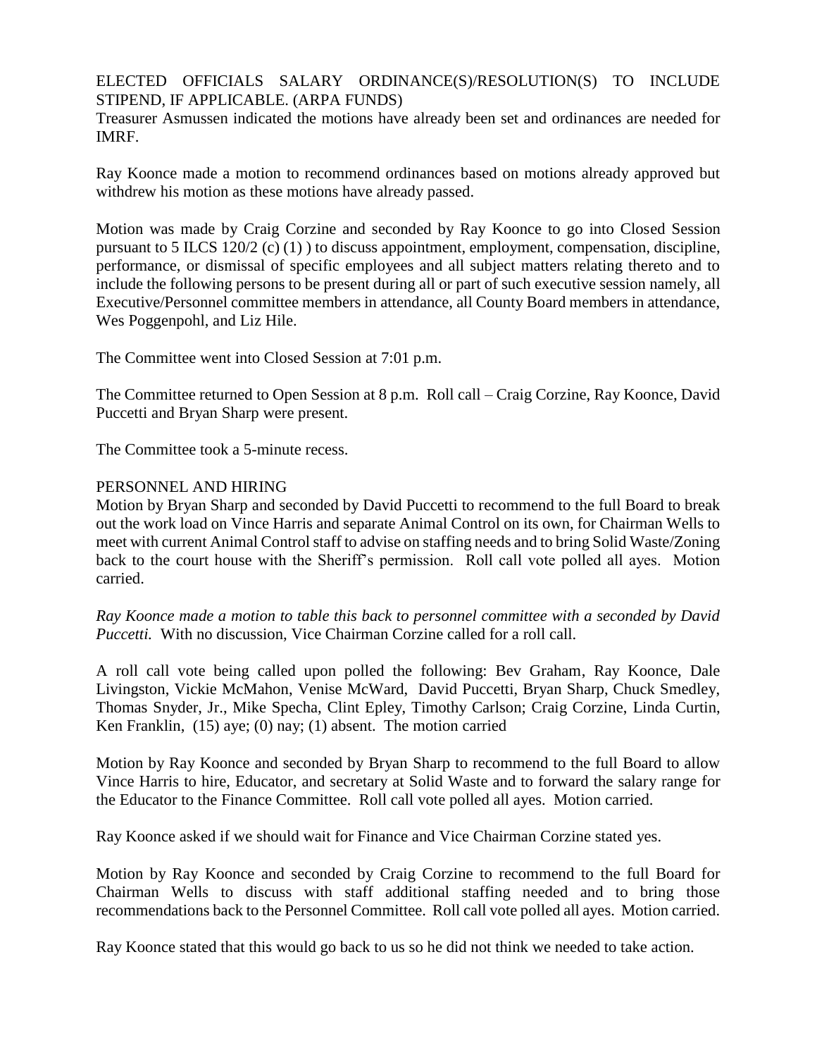ELECTED OFFICIALS SALARY ORDINANCE(S)/RESOLUTION(S) TO INCLUDE STIPEND, IF APPLICABLE. (ARPA FUNDS)
Treasurer Asmussen indicated the motions have already been set and ordinances are needed for IMRF.

Ray Koonce made a motion to recommend ordinances based on motions already approved but withdrew his motion as these motions have already passed.

Motion was made by Craig Corzine and seconded by Ray Koonce to go into Closed Session pursuant to 5 ILCS 120/2 (c) (1) ) to discuss appointment, employment, compensation, discipline, performance, or dismissal of specific employees and all subject matters relating thereto and to include the following persons to be present during all or part of such executive session namely, all Executive/Personnel committee members in attendance, all County Board members in attendance, Wes Poggenpohl, and Liz Hile.

The Committee went into Closed Session at 7:01 p.m.

The Committee returned to Open Session at 8 p.m. Roll call – Craig Corzine, Ray Koonce, David Puccetti and Bryan Sharp were present.

The Committee took a 5-minute recess.

PERSONNEL AND HIRING
Motion by Bryan Sharp and seconded by David Puccetti to recommend to the full Board to break out the work load on Vince Harris and separate Animal Control on its own, for Chairman Wells to meet with current Animal Control staff to advise on staffing needs and to bring Solid Waste/Zoning back to the court house with the Sheriff's permission. Roll call vote polled all ayes. Motion carried.

*Ray Koonce made a motion to table this back to personnel committee with a seconded by David Puccetti.* With no discussion, Vice Chairman Corzine called for a roll call.

A roll call vote being called upon polled the following: Bev Graham, Ray Koonce, Dale Livingston, Vickie McMahon, Venise McWard, David Puccetti, Bryan Sharp, Chuck Smedley, Thomas Snyder, Jr., Mike Specha, Clint Epley, Timothy Carlson; Craig Corzine, Linda Curtin, Ken Franklin, (15) aye; (0) nay; (1) absent. The motion carried

Motion by Ray Koonce and seconded by Bryan Sharp to recommend to the full Board to allow Vince Harris to hire, Educator, and secretary at Solid Waste and to forward the salary range for the Educator to the Finance Committee. Roll call vote polled all ayes. Motion carried.

Ray Koonce asked if we should wait for Finance and Vice Chairman Corzine stated yes.

Motion by Ray Koonce and seconded by Craig Corzine to recommend to the full Board for Chairman Wells to discuss with staff additional staffing needed and to bring those recommendations back to the Personnel Committee. Roll call vote polled all ayes. Motion carried.

Ray Koonce stated that this would go back to us so he did not think we needed to take action.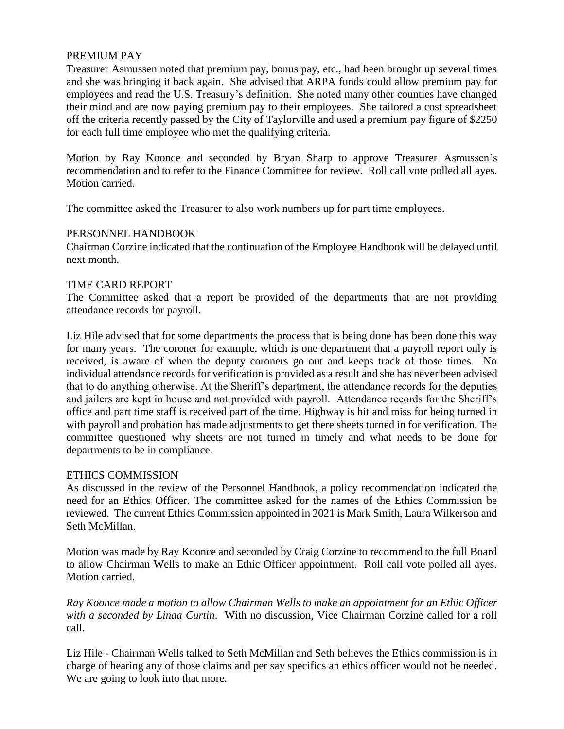## PREMIUM PAY

Treasurer Asmussen noted that premium pay, bonus pay, etc., had been brought up several times and she was bringing it back again. She advised that ARPA funds could allow premium pay for employees and read the U.S. Treasury's definition. She noted many other counties have changed their mind and are now paying premium pay to their employees. She tailored a cost spreadsheet off the criteria recently passed by the City of Taylorville and used a premium pay figure of $2250 for each full time employee who met the qualifying criteria.

Motion by Ray Koonce and seconded by Bryan Sharp to approve Treasurer Asmussen's recommendation and to refer to the Finance Committee for review. Roll call vote polled all ayes. Motion carried.

The committee asked the Treasurer to also work numbers up for part time employees.

## PERSONNEL HANDBOOK

Chairman Corzine indicated that the continuation of the Employee Handbook will be delayed until next month.

## TIME CARD REPORT

The Committee asked that a report be provided of the departments that are not providing attendance records for payroll.

Liz Hile advised that for some departments the process that is being done has been done this way for many years. The coroner for example, which is one department that a payroll report only is received, is aware of when the deputy coroners go out and keeps track of those times. No individual attendance records for verification is provided as a result and she has never been advised that to do anything otherwise. At the Sheriff's department, the attendance records for the deputies and jailers are kept in house and not provided with payroll. Attendance records for the Sheriff's office and part time staff is received part of the time. Highway is hit and miss for being turned in with payroll and probation has made adjustments to get there sheets turned in for verification. The committee questioned why sheets are not turned in timely and what needs to be done for departments to be in compliance.

## ETHICS COMMISSION

As discussed in the review of the Personnel Handbook, a policy recommendation indicated the need for an Ethics Officer. The committee asked for the names of the Ethics Commission be reviewed. The current Ethics Commission appointed in 2021 is Mark Smith, Laura Wilkerson and Seth McMillan.

Motion was made by Ray Koonce and seconded by Craig Corzine to recommend to the full Board to allow Chairman Wells to make an Ethic Officer appointment. Roll call vote polled all ayes. Motion carried.

*Ray Koonce made a motion to allow Chairman Wells to make an appointment for an Ethic Officer with a seconded by Linda Curtin*. With no discussion, Vice Chairman Corzine called for a roll call.

Liz Hile - Chairman Wells talked to Seth McMillan and Seth believes the Ethics commission is in charge of hearing any of those claims and per say specifics an ethics officer would not be needed. We are going to look into that more.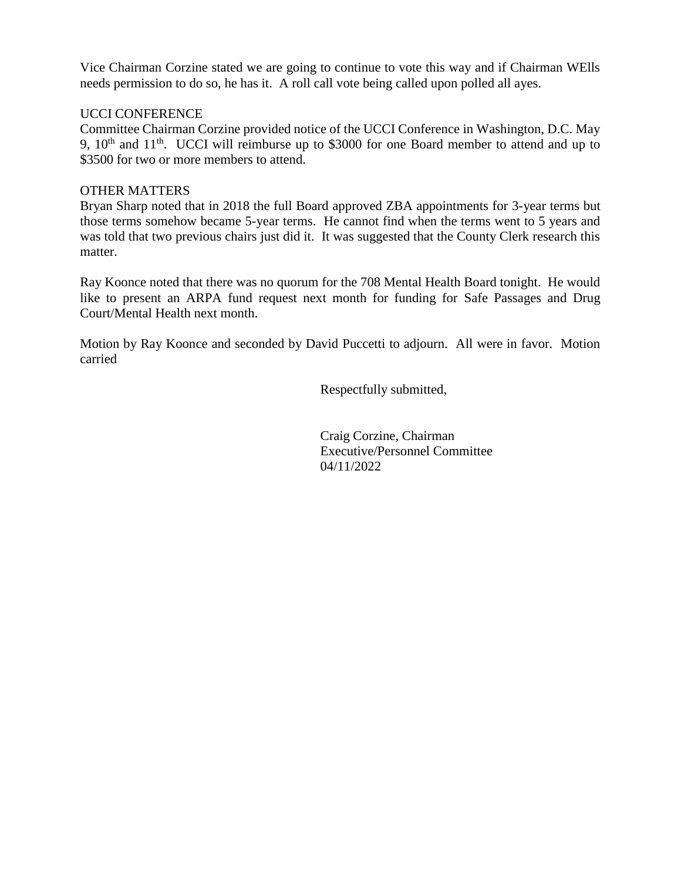Vice Chairman Corzine stated we are going to continue to vote this way and if Chairman WElls needs permission to do so, he has it. A roll call vote being called upon polled all ayes.

UCCI CONFERENCE

Committee Chairman Corzine provided notice of the UCCI Conference in Washington, D.C. May 9, 10th and 11th. UCCI will reimburse up to $3000 for one Board member to attend and up to $3500 for two or more members to attend.

OTHER MATTERS

Bryan Sharp noted that in 2018 the full Board approved ZBA appointments for 3-year terms but those terms somehow became 5-year terms. He cannot find when the terms went to 5 years and was told that two previous chairs just did it. It was suggested that the County Clerk research this matter.

Ray Koonce noted that there was no quorum for the 708 Mental Health Board tonight. He would like to present an ARPA fund request next month for funding for Safe Passages and Drug Court/Mental Health next month.

Motion by Ray Koonce and seconded by David Puccetti to adjourn. All were in favor. Motion carried

Respectfully submitted,

Craig Corzine, Chairman
Executive/Personnel Committee
04/11/2022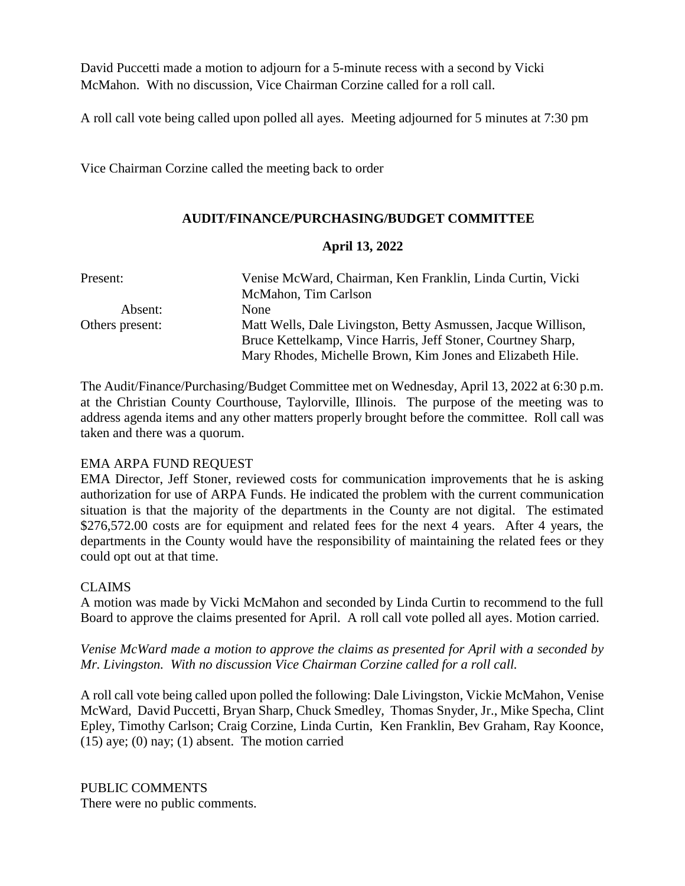David Puccetti made a motion to adjourn for a 5-minute recess with a second by Vicki McMahon. With no discussion, Vice Chairman Corzine called for a roll call.

A roll call vote being called upon polled all ayes. Meeting adjourned for 5 minutes at 7:30 pm

Vice Chairman Corzine called the meeting back to order

**AUDIT/FINANCE/PURCHASING/BUDGET COMMITTEE**

**April 13, 2022**

| | |
|---|---|
| Present: | Venise McWard, Chairman, Ken Franklin, Linda Curtin, Vicki McMahon, Tim Carlson |
| Absent: | None |
| Others present: | Matt Wells, Dale Livingston, Betty Asmussen, Jacque Willison, Bruce Kettelkamp, Vince Harris, Jeff Stoner, Courtney Sharp, Mary Rhodes, Michelle Brown, Kim Jones and Elizabeth Hile. |

The Audit/Finance/Purchasing/Budget Committee met on Wednesday, April 13, 2022 at 6:30 p.m. at the Christian County Courthouse, Taylorville, Illinois. The purpose of the meeting was to address agenda items and any other matters properly brought before the committee. Roll call was taken and there was a quorum.

EMA ARPA FUND REQUEST
EMA Director, Jeff Stoner, reviewed costs for communication improvements that he is asking authorization for use of ARPA Funds. He indicated the problem with the current communication situation is that the majority of the departments in the County are not digital. The estimated $276,572.00 costs are for equipment and related fees for the next 4 years. After 4 years, the departments in the County would have the responsibility of maintaining the related fees or they could opt out at that time.

CLAIMS
A motion was made by Vicki McMahon and seconded by Linda Curtin to recommend to the full Board to approve the claims presented for April. A roll call vote polled all ayes. Motion carried.

*Venise McWard made a motion to approve the claims as presented for April with a seconded by Mr. Livingston. With no discussion Vice Chairman Corzine called for a roll call.*

A roll call vote being called upon polled the following: Dale Livingston, Vickie McMahon, Venise McWard, David Puccetti, Bryan Sharp, Chuck Smedley, Thomas Snyder, Jr., Mike Specha, Clint Epley, Timothy Carlson; Craig Corzine, Linda Curtin, Ken Franklin, Bev Graham, Ray Koonce, (15) aye; (0) nay; (1) absent. The motion carried

PUBLIC COMMENTS
There were no public comments.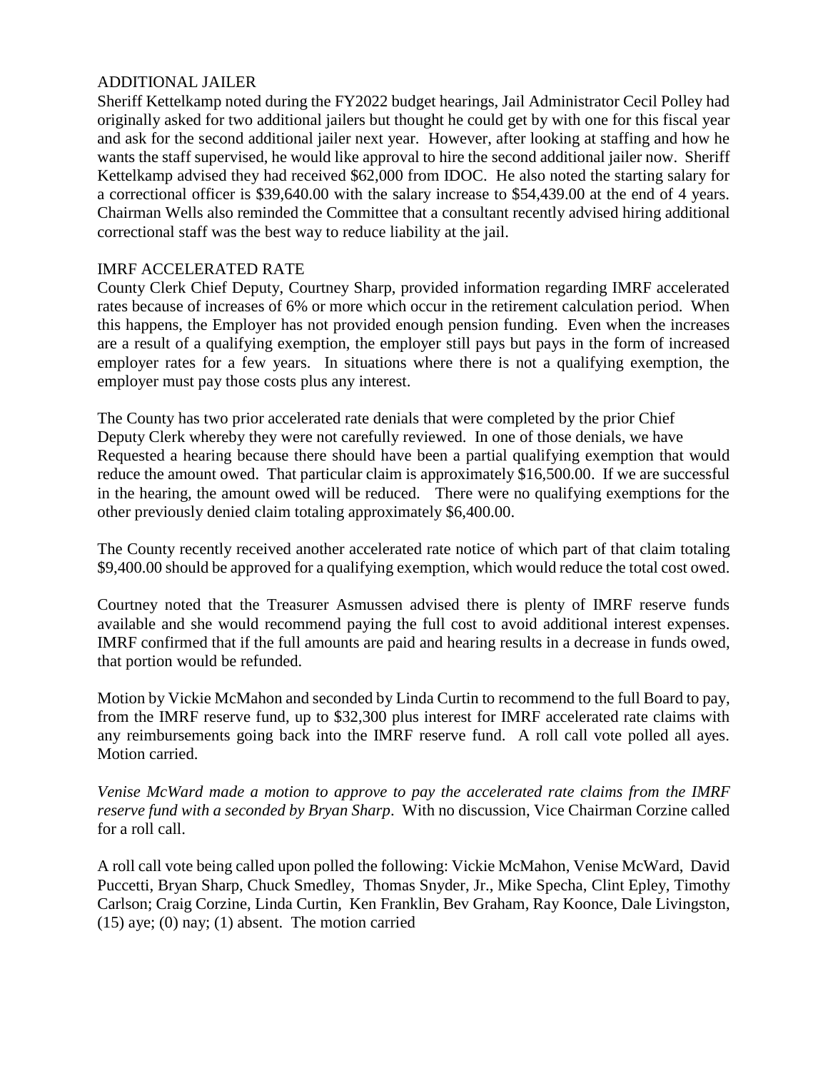## ADDITIONAL JAILER

Sheriff Kettelkamp noted during the FY2022 budget hearings, Jail Administrator Cecil Polley had originally asked for two additional jailers but thought he could get by with one for this fiscal year and ask for the second additional jailer next year. However, after looking at staffing and how he wants the staff supervised, he would like approval to hire the second additional jailer now. Sheriff Kettelkamp advised they had received $62,000 from IDOC. He also noted the starting salary for a correctional officer is $39,640.00 with the salary increase to $54,439.00 at the end of 4 years. Chairman Wells also reminded the Committee that a consultant recently advised hiring additional correctional staff was the best way to reduce liability at the jail.

## IMRF ACCELERATED RATE

County Clerk Chief Deputy, Courtney Sharp, provided information regarding IMRF accelerated rates because of increases of 6% or more which occur in the retirement calculation period. When this happens, the Employer has not provided enough pension funding. Even when the increases are a result of a qualifying exemption, the employer still pays but pays in the form of increased employer rates for a few years. In situations where there is not a qualifying exemption, the employer must pay those costs plus any interest.

The County has two prior accelerated rate denials that were completed by the prior Chief Deputy Clerk whereby they were not carefully reviewed. In one of those denials, we have Requested a hearing because there should have been a partial qualifying exemption that would reduce the amount owed. That particular claim is approximately $16,500.00. If we are successful in the hearing, the amount owed will be reduced. There were no qualifying exemptions for the other previously denied claim totaling approximately $6,400.00.

The County recently received another accelerated rate notice of which part of that claim totaling $9,400.00 should be approved for a qualifying exemption, which would reduce the total cost owed.

Courtney noted that the Treasurer Asmussen advised there is plenty of IMRF reserve funds available and she would recommend paying the full cost to avoid additional interest expenses. IMRF confirmed that if the full amounts are paid and hearing results in a decrease in funds owed, that portion would be refunded.

Motion by Vickie McMahon and seconded by Linda Curtin to recommend to the full Board to pay, from the IMRF reserve fund, up to $32,300 plus interest for IMRF accelerated rate claims with any reimbursements going back into the IMRF reserve fund. A roll call vote polled all ayes. Motion carried.

*Venise McWard made a motion to approve to pay the accelerated rate claims from the IMRF reserve fund with a seconded by Bryan Sharp*. With no discussion, Vice Chairman Corzine called for a roll call.

A roll call vote being called upon polled the following: Vickie McMahon, Venise McWard, David Puccetti, Bryan Sharp, Chuck Smedley, Thomas Snyder, Jr., Mike Specha, Clint Epley, Timothy Carlson; Craig Corzine, Linda Curtin, Ken Franklin, Bev Graham, Ray Koonce, Dale Livingston, (15) aye; (0) nay; (1) absent. The motion carried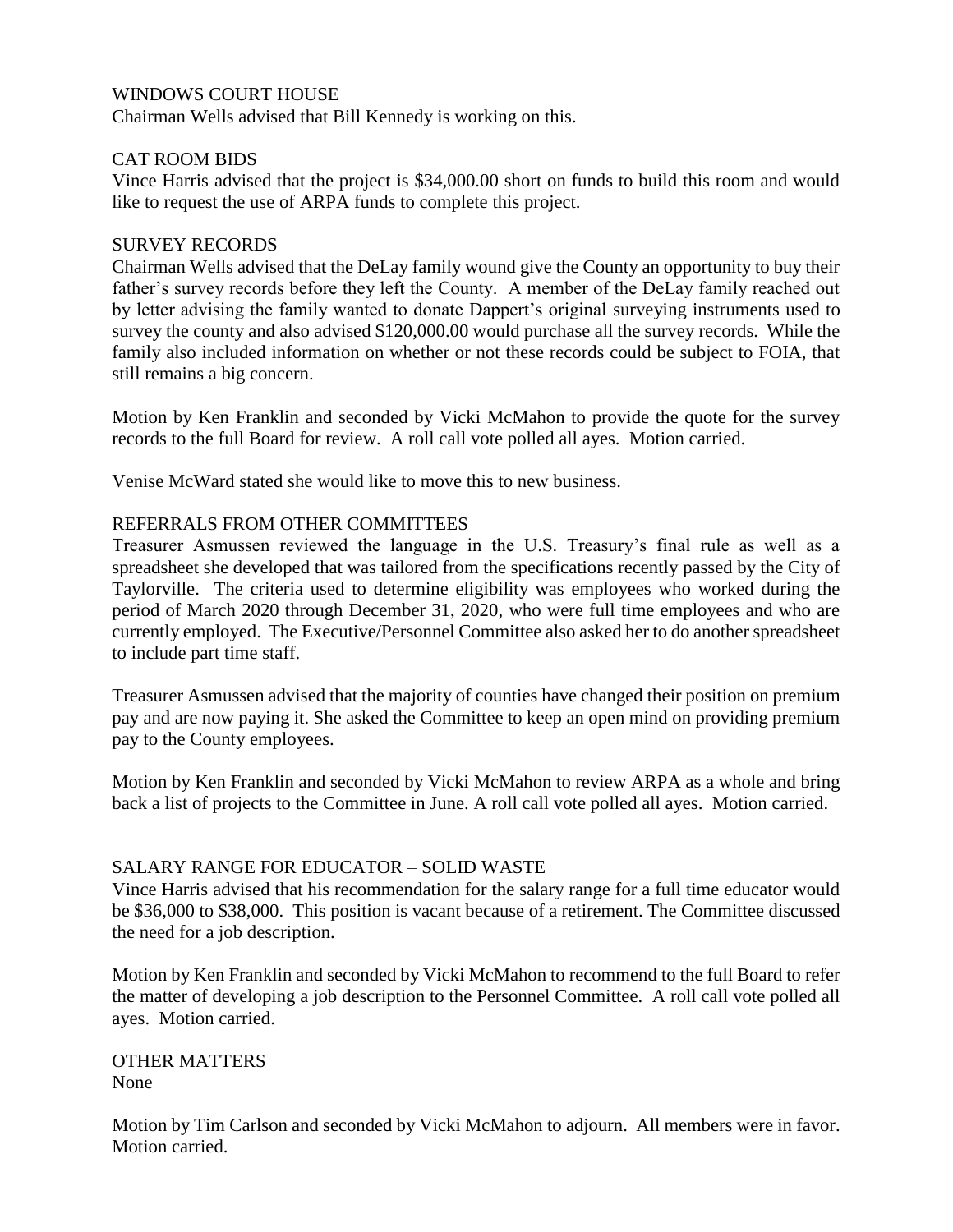WINDOWS COURT HOUSE

Chairman Wells advised that Bill Kennedy is working on this.

CAT ROOM BIDS

Vince Harris advised that the project is $34,000.00 short on funds to build this room and would like to request the use of ARPA funds to complete this project.

SURVEY RECORDS

Chairman Wells advised that the DeLay family wound give the County an opportunity to buy their father's survey records before they left the County. A member of the DeLay family reached out by letter advising the family wanted to donate Dappert's original surveying instruments used to survey the county and also advised $120,000.00 would purchase all the survey records. While the family also included information on whether or not these records could be subject to FOIA, that still remains a big concern.

Motion by Ken Franklin and seconded by Vicki McMahon to provide the quote for the survey records to the full Board for review. A roll call vote polled all ayes. Motion carried.

Venise McWard stated she would like to move this to new business.

REFERRALS FROM OTHER COMMITTEES

Treasurer Asmussen reviewed the language in the U.S. Treasury's final rule as well as a spreadsheet she developed that was tailored from the specifications recently passed by the City of Taylorville. The criteria used to determine eligibility was employees who worked during the period of March 2020 through December 31, 2020, who were full time employees and who are currently employed. The Executive/Personnel Committee also asked her to do another spreadsheet to include part time staff.

Treasurer Asmussen advised that the majority of counties have changed their position on premium pay and are now paying it. She asked the Committee to keep an open mind on providing premium pay to the County employees.

Motion by Ken Franklin and seconded by Vicki McMahon to review ARPA as a whole and bring back a list of projects to the Committee in June. A roll call vote polled all ayes. Motion carried.

SALARY RANGE FOR EDUCATOR – SOLID WASTE

Vince Harris advised that his recommendation for the salary range for a full time educator would be $36,000 to $38,000. This position is vacant because of a retirement. The Committee discussed the need for a job description.

Motion by Ken Franklin and seconded by Vicki McMahon to recommend to the full Board to refer the matter of developing a job description to the Personnel Committee. A roll call vote polled all ayes. Motion carried.

OTHER MATTERS

None

Motion by Tim Carlson and seconded by Vicki McMahon to adjourn. All members were in favor. Motion carried.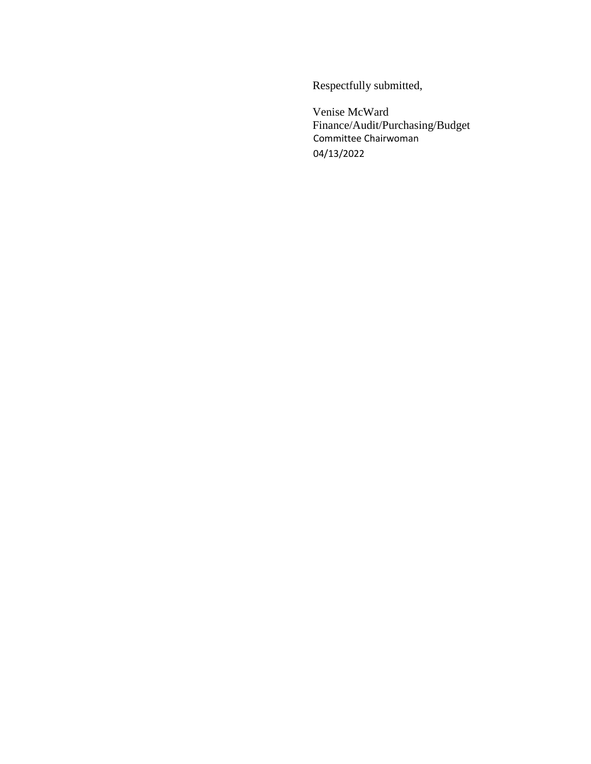Respectfully submitted,

Venise McWard
Finance/Audit/Purchasing/Budget
Committee Chairwoman
04/13/2022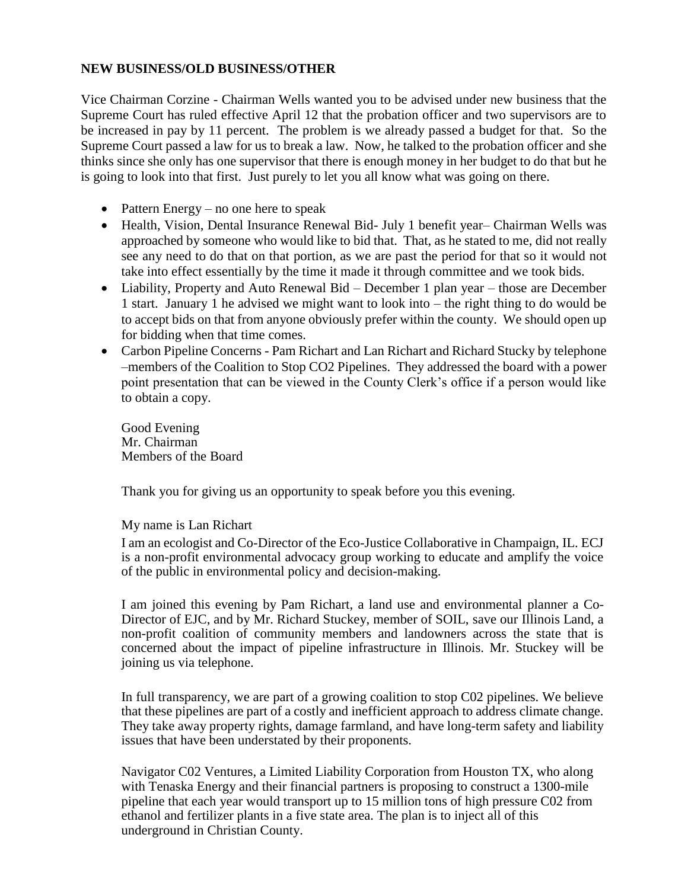**NEW BUSINESS/OLD BUSINESS/OTHER**

Vice Chairman Corzine - Chairman Wells wanted you to be advised under new business that the Supreme Court has ruled effective April 12 that the probation officer and two supervisors are to be increased in pay by 11 percent. The problem is we already passed a budget for that. So the Supreme Court passed a law for us to break a law. Now, he talked to the probation officer and she thinks since she only has one supervisor that there is enough money in her budget to do that but he is going to look into that first. Just purely to let you all know what was going on there.

- Pattern Energy – no one here to speak
- Health, Vision, Dental Insurance Renewal Bid- July 1 benefit year– Chairman Wells was approached by someone who would like to bid that. That, as he stated to me, did not really see any need to do that on that portion, as we are past the period for that so it would not take into effect essentially by the time it made it through committee and we took bids.
- Liability, Property and Auto Renewal Bid – December 1 plan year – those are December 1 start. January 1 he advised we might want to look into – the right thing to do would be to accept bids on that from anyone obviously prefer within the county. We should open up for bidding when that time comes.
- Carbon Pipeline Concerns - Pam Richart and Lan Richart and Richard Stucky by telephone –members of the Coalition to Stop CO2 Pipelines. They addressed the board with a power point presentation that can be viewed in the County Clerk's office if a person would like to obtain a copy.

  Good Evening
  Mr. Chairman
  Members of the Board

  Thank you for giving us an opportunity to speak before you this evening.

  My name is Lan Richart

  I am an ecologist and Co-Director of the Eco-Justice Collaborative in Champaign, IL. ECJ is a non-profit environmental advocacy group working to educate and amplify the voice of the public in environmental policy and decision-making.

  I am joined this evening by Pam Richart, a land use and environmental planner a Co-Director of EJC, and by Mr. Richard Stuckey, member of SOIL, save our Illinois Land, a non-profit coalition of community members and landowners across the state that is concerned about the impact of pipeline infrastructure in Illinois. Mr. Stuckey will be joining us via telephone.

  In full transparency, we are part of a growing coalition to stop C02 pipelines. We believe that these pipelines are part of a costly and inefficient approach to address climate change. They take away property rights, damage farmland, and have long-term safety and liability issues that have been understated by their proponents.

  Navigator C02 Ventures, a Limited Liability Corporation from Houston TX, who along with Tenaska Energy and their financial partners is proposing to construct a 1300-mile pipeline that each year would transport up to 15 million tons of high pressure C02 from ethanol and fertilizer plants in a five state area. The plan is to inject all of this underground in Christian County.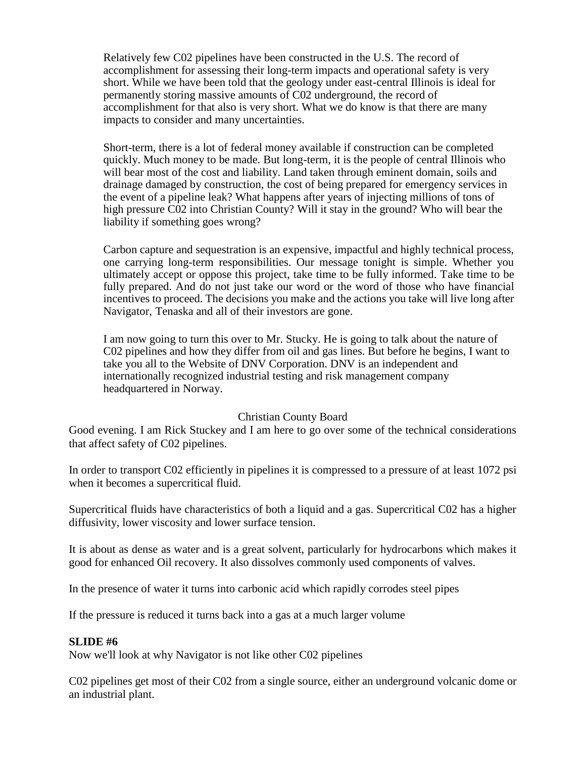Relatively few C02 pipelines have been constructed in the U.S. The record of accomplishment for assessing their long-term impacts and operational safety is very short. While we have been told that the geology under east-central Illinois is ideal for permanently storing massive amounts of C02 underground, the record of accomplishment for that also is very short. What we do know is that there are many impacts to consider and many uncertainties.

Short-term, there is a lot of federal money available if construction can be completed quickly. Much money to be made. But long-term, it is the people of central Illinois who will bear most of the cost and liability. Land taken through eminent domain, soils and drainage damaged by construction, the cost of being prepared for emergency services in the event of a pipeline leak? What happens after years of injecting millions of tons of high pressure C02 into Christian County? Will it stay in the ground? Who will bear the liability if something goes wrong?

Carbon capture and sequestration is an expensive, impactful and highly technical process, one carrying long-term responsibilities. Our message tonight is simple. Whether you ultimately accept or oppose this project, take time to be fully informed. Take time to be fully prepared. And do not just take our word or the word of those who have financial incentives to proceed. The decisions you make and the actions you take will live long after Navigator, Tenaska and all of their investors are gone.

I am now going to turn this over to Mr. Stucky. He is going to talk about the nature of C02 pipelines and how they differ from oil and gas lines. But before he begins, I want to take you all to the Website of DNV Corporation. DNV is an independent and internationally recognized industrial testing and risk management company headquartered in Norway.

Christian County Board

Good evening. I am Rick Stuckey and I am here to go over some of the technical considerations that affect safety of C02 pipelines.

In order to transport C02 efficiently in pipelines it is compressed to a pressure of at least 1072 psi when it becomes a supercritical fluid.

Supercritical fluids have characteristics of both a liquid and a gas. Supercritical C02 has a higher diffusivity, lower viscosity and lower surface tension.

It is about as dense as water and is a great solvent, particularly for hydrocarbons which makes it good for enhanced Oil recovery. It also dissolves commonly used components of valves.

In the presence of water it turns into carbonic acid which rapidly corrodes steel pipes

If the pressure is reduced it turns back into a gas at a much larger volume

**SLIDE #6**

Now we'll look at why Navigator is not like other C02 pipelines

C02 pipelines get most of their C02 from a single source, either an underground volcanic dome or an industrial plant.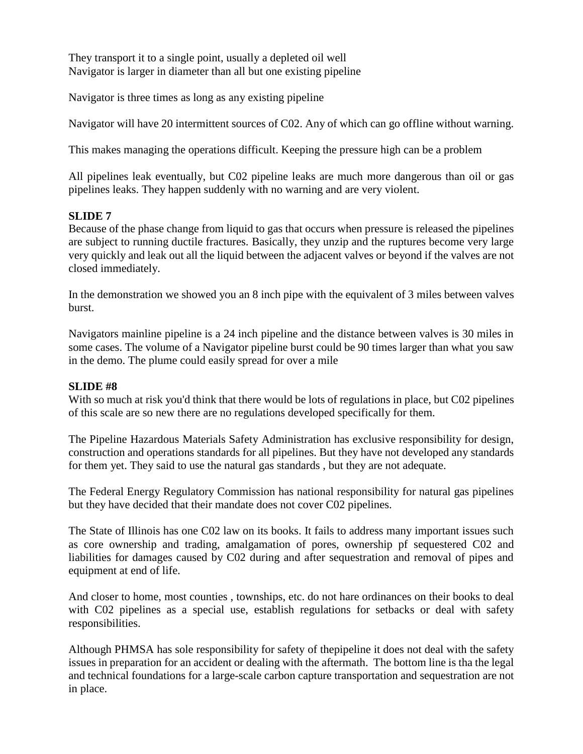They transport it to a single point, usually a depleted oil well
Navigator is larger in diameter than all but one existing pipeline

Navigator is three times as long as any existing pipeline

Navigator will have 20 intermittent sources of C02. Any of which can go offline without warning.

This makes managing the operations difficult. Keeping the pressure high can be a problem

All pipelines leak eventually, but C02 pipeline leaks are much more dangerous than oil or gas pipelines leaks. They happen suddenly with no warning and are very violent.

**SLIDE 7**
Because of the phase change from liquid to gas that occurs when pressure is released the pipelines are subject to running ductile fractures. Basically, they unzip and the ruptures become very large very quickly and leak out all the liquid between the adjacent valves or beyond if the valves are not closed immediately.

In the demonstration we showed you an 8 inch pipe with the equivalent of 3 miles between valves burst.

Navigators mainline pipeline is a 24 inch pipeline and the distance between valves is 30 miles in some cases. The volume of a Navigator pipeline burst could be 90 times larger than what you saw in the demo. The plume could easily spread for over a mile

**SLIDE #8**
With so much at risk you'd think that there would be lots of regulations in place, but C02 pipelines of this scale are so new there are no regulations developed specifically for them.

The Pipeline Hazardous Materials Safety Administration has exclusive responsibility for design, construction and operations standards for all pipelines. But they have not developed any standards for them yet. They said to use the natural gas standards , but they are not adequate.

The Federal Energy Regulatory Commission has national responsibility for natural gas pipelines but they have decided that their mandate does not cover C02 pipelines.

The State of Illinois has one C02 law on its books. It fails to address many important issues such as core ownership and trading, amalgamation of pores, ownership pf sequestered C02 and liabilities for damages caused by C02 during and after sequestration and removal of pipes and equipment at end of life.

And closer to home, most counties , townships, etc. do not hare ordinances on their books to deal with C02 pipelines as a special use, establish regulations for setbacks or deal with safety responsibilities.

Although PHMSA has sole responsibility for safety of thepipeline it does not deal with the safety issues in preparation for an accident or dealing with the aftermath. The bottom line is tha the legal and technical foundations for a large-scale carbon capture transportation and sequestration are not in place.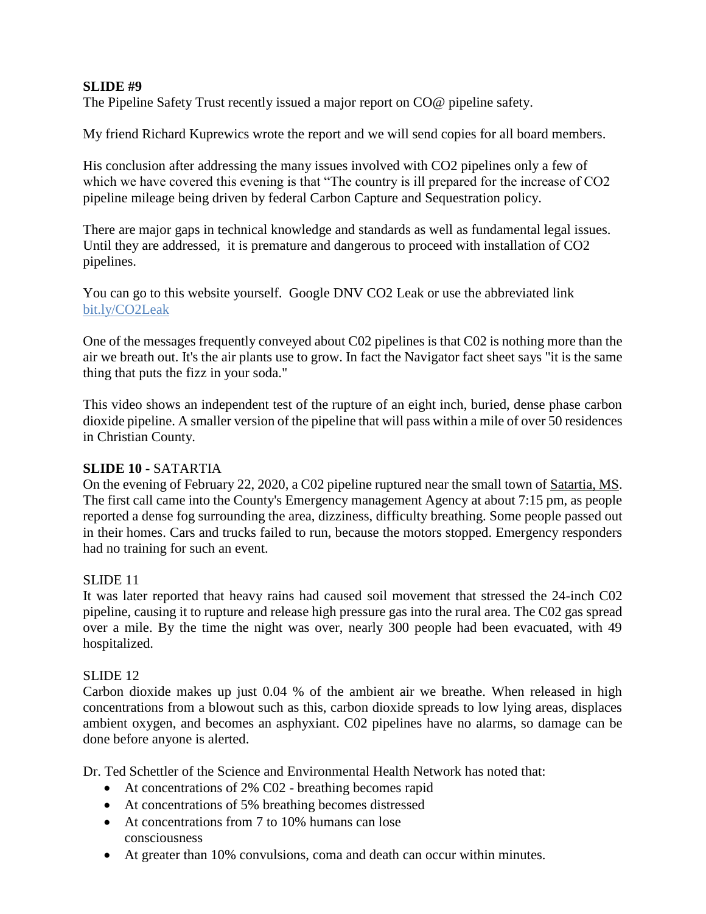**SLIDE #9**

The Pipeline Safety Trust recently issued a major report on CO@ pipeline safety.

My friend Richard Kuprewics wrote the report and we will send copies for all board members.

His conclusion after addressing the many issues involved with CO2 pipelines only a few of which we have covered this evening is that "The country is ill prepared for the increase of CO2 pipeline mileage being driven by federal Carbon Capture and Sequestration policy.

There are major gaps in technical knowledge and standards as well as fundamental legal issues. Until they are addressed, it is premature and dangerous to proceed with installation of CO2 pipelines.

You can go to this website yourself. Google DNV CO2 Leak or use the abbreviated link bit.ly/CO2Leak

One of the messages frequently conveyed about C02 pipelines is that C02 is nothing more than the air we breath out. It's the air plants use to grow. In fact the Navigator fact sheet says "it is the same thing that puts the fizz in your soda."

This video shows an independent test of the rupture of an eight inch, buried, dense phase carbon dioxide pipeline. A smaller version of the pipeline that will pass within a mile of over 50 residences in Christian County.

**SLIDE 10** - SATARTIA

On the evening of February 22, 2020, a C02 pipeline ruptured near the small town of Satartia, MS. The first call came into the County's Emergency management Agency at about 7:15 pm, as people reported a dense fog surrounding the area, dizziness, difficulty breathing. Some people passed out in their homes. Cars and trucks failed to run, because the motors stopped. Emergency responders had no training for such an event.

SLIDE 11

It was later reported that heavy rains had caused soil movement that stressed the 24-inch C02 pipeline, causing it to rupture and release high pressure gas into the rural area. The C02 gas spread over a mile. By the time the night was over, nearly 300 people had been evacuated, with 49 hospitalized.

SLIDE 12

Carbon dioxide makes up just 0.04 % of the ambient air we breathe. When released in high concentrations from a blowout such as this, carbon dioxide spreads to low lying areas, displaces ambient oxygen, and becomes an asphyxiant. C02 pipelines have no alarms, so damage can be done before anyone is alerted.

Dr. Ted Schettler of the Science and Environmental Health Network has noted that:

- At concentrations of 2% C02 - breathing becomes rapid
- At concentrations of 5% breathing becomes distressed
- At concentrations from 7 to 10% humans can lose consciousness
- At greater than 10% convulsions, coma and death can occur within minutes.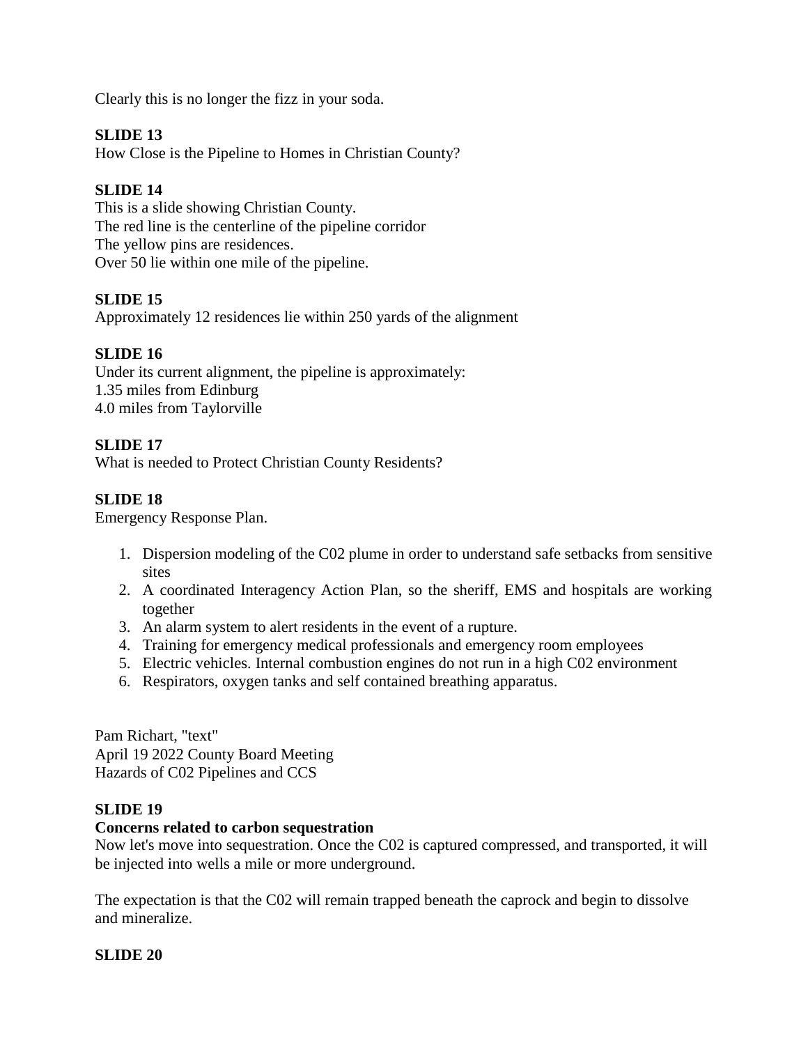Clearly this is no longer the fizz in your soda.

**SLIDE 13**
How Close is the Pipeline to Homes in Christian County?

**SLIDE 14**
This is a slide showing Christian County.
The red line is the centerline of the pipeline corridor
The yellow pins are residences.
Over 50 lie within one mile of the pipeline.

**SLIDE 15**
Approximately 12 residences lie within 250 yards of the alignment

**SLIDE 16**
Under its current alignment, the pipeline is approximately:
1.35 miles from Edinburg
4.0 miles from Taylorville

**SLIDE 17**
What is needed to Protect Christian County Residents?

**SLIDE 18**
Emergency Response Plan.

1. Dispersion modeling of the C02 plume in order to understand safe setbacks from sensitive sites
2. A coordinated Interagency Action Plan, so the sheriff, EMS and hospitals are working together
3. An alarm system to alert residents in the event of a rupture.
4. Training for emergency medical professionals and emergency room employees
5. Electric vehicles. Internal combustion engines do not run in a high C02 environment
6. Respirators, oxygen tanks and self contained breathing apparatus.

Pam Richart, "text"
April 19 2022 County Board Meeting
Hazards of C02 Pipelines and CCS

**SLIDE 19**
**Concerns related to carbon sequestration**
Now let's move into sequestration. Once the C02 is captured compressed, and transported, it will be injected into wells a mile or more underground.

The expectation is that the C02 will remain trapped beneath the caprock and begin to dissolve and mineralize.

**SLIDE 20**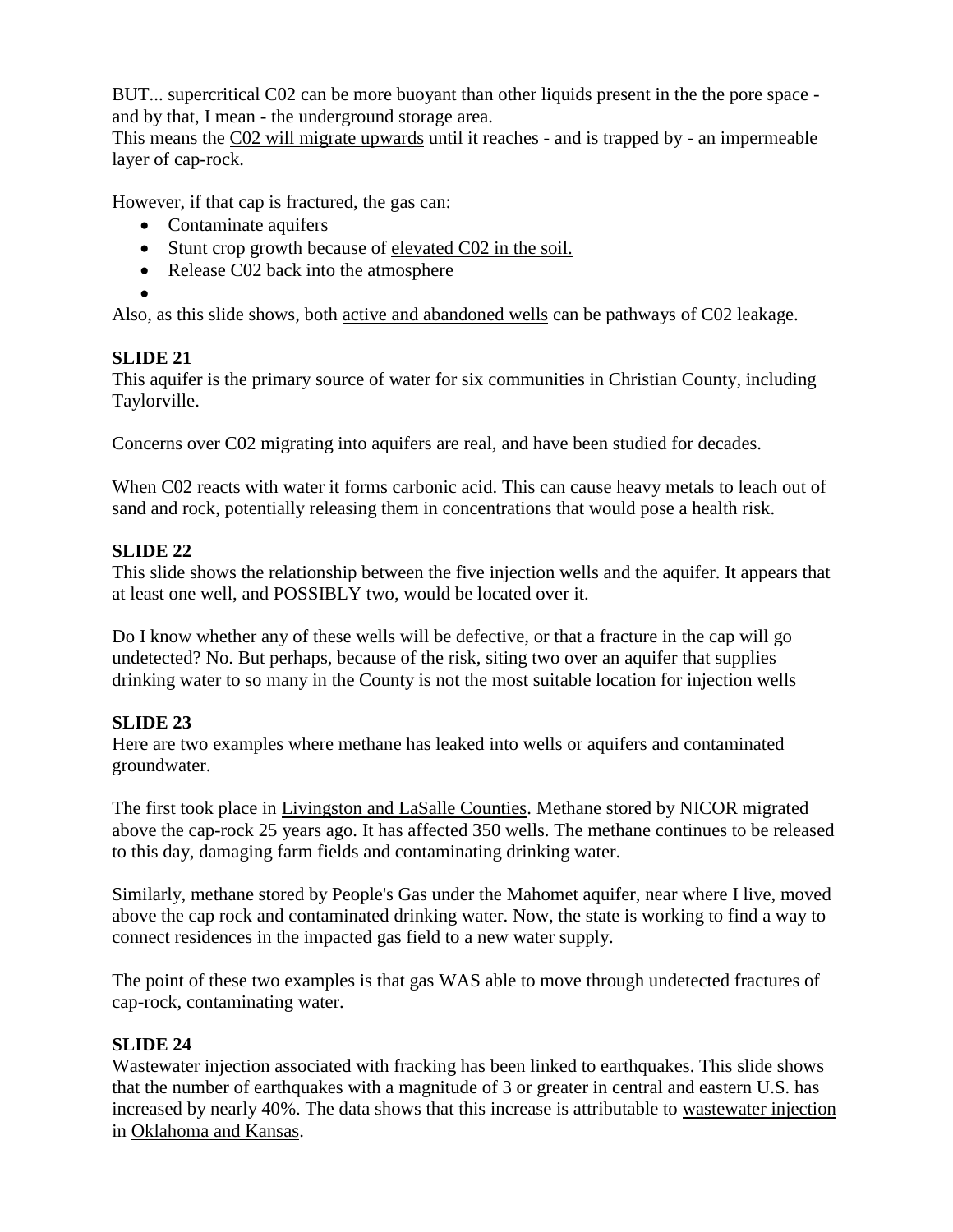BUT... supercritical C02 can be more buoyant than other liquids present in the the pore space - and by that, I mean - the underground storage area.
This means the C02 will migrate upwards until it reaches - and is trapped by - an impermeable layer of cap-rock.

However, if that cap is fractured, the gas can:

- Contaminate aquifers
- Stunt crop growth because of elevated C02 in the soil.
- Release C02 back into the atmosphere
- 

Also, as this slide shows, both active and abandoned wells can be pathways of C02 leakage.

**SLIDE 21**
This aquifer is the primary source of water for six communities in Christian County, including Taylorville.

Concerns over C02 migrating into aquifers are real, and have been studied for decades.

When C02 reacts with water it forms carbonic acid. This can cause heavy metals to leach out of sand and rock, potentially releasing them in concentrations that would pose a health risk.

**SLIDE 22**
This slide shows the relationship between the five injection wells and the aquifer. It appears that at least one well, and POSSIBLY two, would be located over it.

Do I know whether any of these wells will be defective, or that a fracture in the cap will go undetected? No. But perhaps, because of the risk, siting two over an aquifer that supplies drinking water to so many in the County is not the most suitable location for injection wells

**SLIDE 23**
Here are two examples where methane has leaked into wells or aquifers and contaminated groundwater.

The first took place in Livingston and LaSalle Counties. Methane stored by NICOR migrated above the cap-rock 25 years ago. It has affected 350 wells. The methane continues to be released to this day, damaging farm fields and contaminating drinking water.

Similarly, methane stored by People's Gas under the Mahomet aquifer, near where I live, moved above the cap rock and contaminated drinking water. Now, the state is working to find a way to connect residences in the impacted gas field to a new water supply.

The point of these two examples is that gas WAS able to move through undetected fractures of cap-rock, contaminating water.

**SLIDE 24**
Wastewater injection associated with fracking has been linked to earthquakes. This slide shows that the number of earthquakes with a magnitude of 3 or greater in central and eastern U.S. has increased by nearly 40%. The data shows that this increase is attributable to wastewater injection in Oklahoma and Kansas.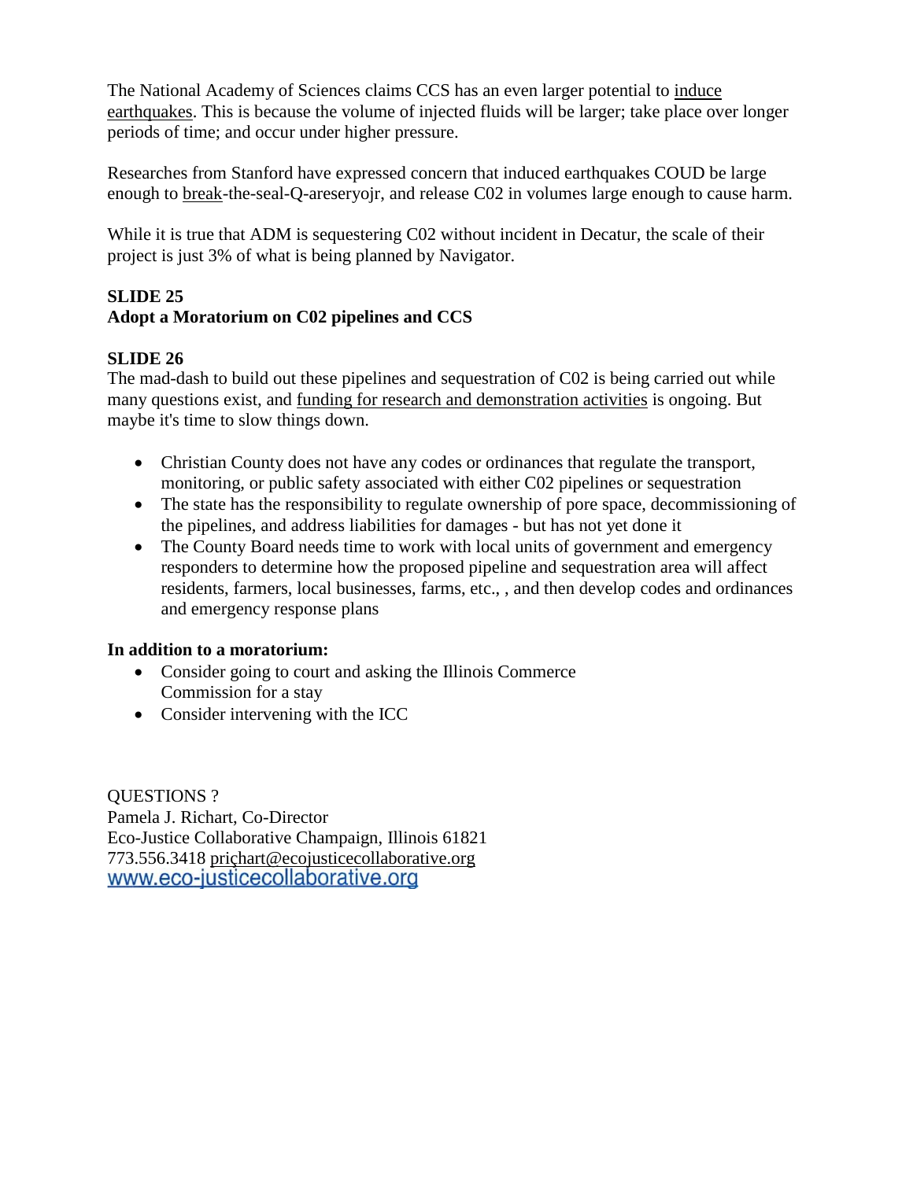The National Academy of Sciences claims CCS has an even larger potential to induce earthquakes. This is because the volume of injected fluids will be larger; take place over longer periods of time; and occur under higher pressure.

Researches from Stanford have expressed concern that induced earthquakes COUD be large enough to break-the-seal-Q-areseryojr, and release C02 in volumes large enough to cause harm.

While it is true that ADM is sequestering C02 without incident in Decatur, the scale of their project is just 3% of what is being planned by Navigator.

**SLIDE 25**
**Adopt a Moratorium on C02 pipelines and CCS**

**SLIDE 26**
The mad-dash to build out these pipelines and sequestration of C02 is being carried out while many questions exist, and funding for research and demonstration activities is ongoing. But maybe it's time to slow things down.

- Christian County does not have any codes or ordinances that regulate the transport, monitoring, or public safety associated with either C02 pipelines or sequestration
- The state has the responsibility to regulate ownership of pore space, decommissioning of the pipelines, and address liabilities for damages - but has not yet done it
- The County Board needs time to work with local units of government and emergency responders to determine how the proposed pipeline and sequestration area will affect residents, farmers, local businesses, farms, etc., , and then develop codes and ordinances and emergency response plans

**In addition to a moratorium:**

- Consider going to court and asking the Illinois Commerce Commission for a stay
- Consider intervening with the ICC

QUESTIONS ?
Pamela J. Richart, Co-Director
Eco-Justice Collaborative Champaign, Illinois 61821
773.556.3418 prichart@ecojusticecollaborative.org
www.eco-justicecollaborative.org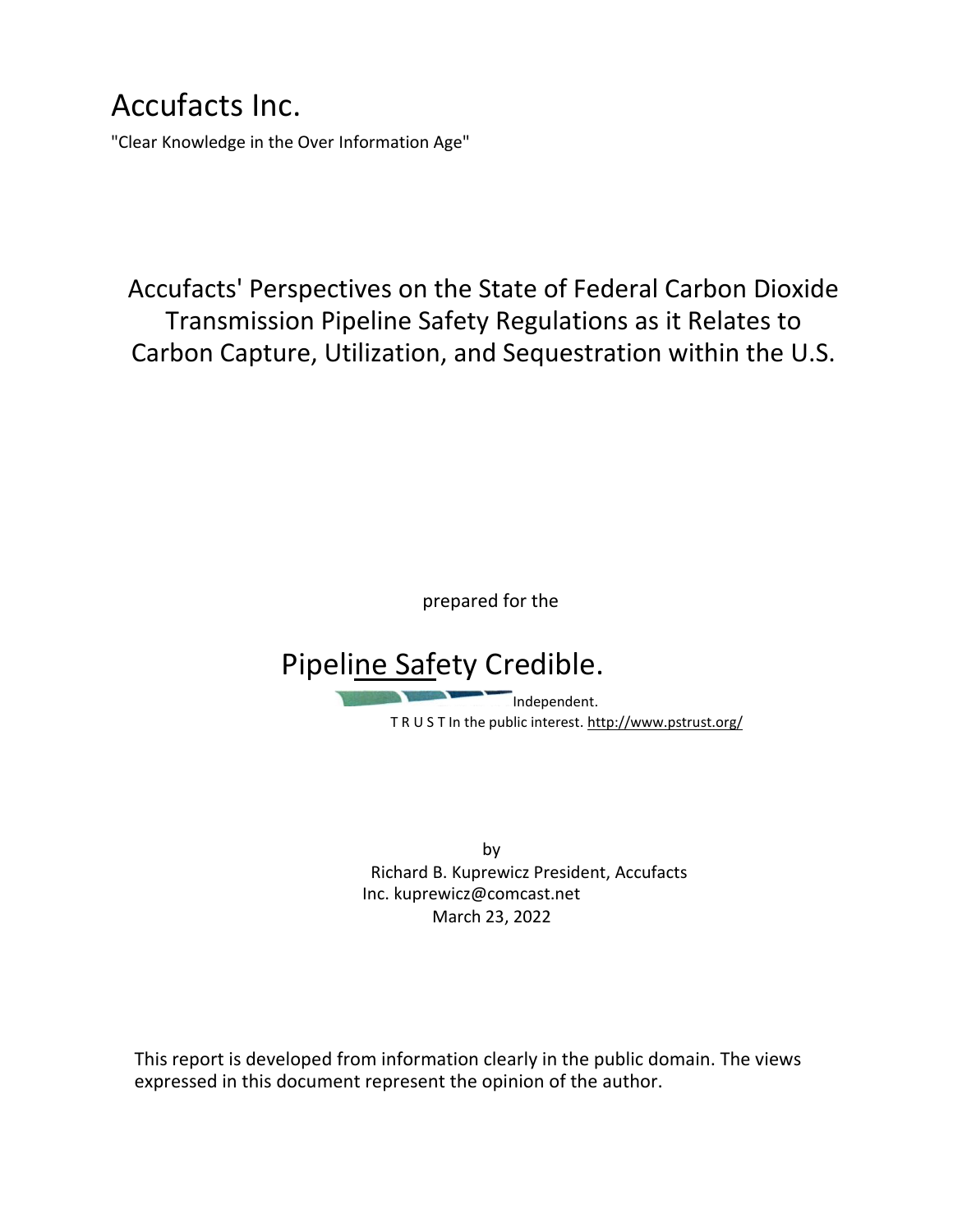# Accufacts Inc.

"Clear Knowledge in the Over Information Age"

Accufacts' Perspectives on the State of Federal Carbon Dioxide Transmission Pipeline Safety Regulations as it Relates to Carbon Capture, Utilization, and Sequestration within the U.S.

prepared for the

Pipeline Safety Credible.

Independent.

T R U S T In the public interest. http://www.pstrust.org/

by

Richard B. Kuprewicz President, Accufacts Inc. kuprewicz@comcast.net

March 23, 2022

This report is developed from information clearly in the public domain. The views expressed in this document represent the opinion of the author.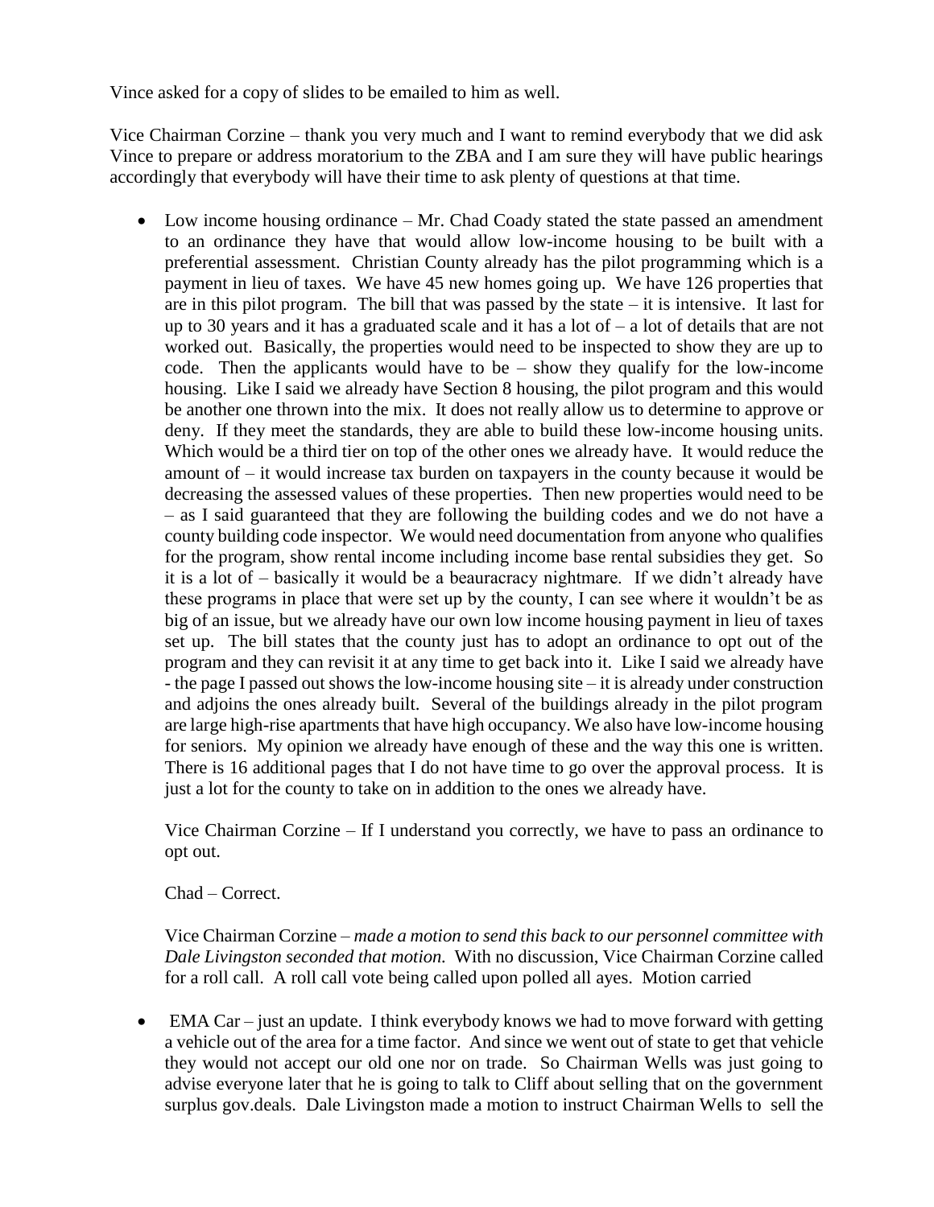Vince asked for a copy of slides to be emailed to him as well.

Vice Chairman Corzine – thank you very much and I want to remind everybody that we did ask Vince to prepare or address moratorium to the ZBA and I am sure they will have public hearings accordingly that everybody will have their time to ask plenty of questions at that time.

- Low income housing ordinance – Mr. Chad Coady stated the state passed an amendment to an ordinance they have that would allow low-income housing to be built with a preferential assessment. Christian County already has the pilot programming which is a payment in lieu of taxes. We have 45 new homes going up. We have 126 properties that are in this pilot program. The bill that was passed by the state – it is intensive. It last for up to 30 years and it has a graduated scale and it has a lot of – a lot of details that are not worked out. Basically, the properties would need to be inspected to show they are up to code. Then the applicants would have to be – show they qualify for the low-income housing. Like I said we already have Section 8 housing, the pilot program and this would be another one thrown into the mix. It does not really allow us to determine to approve or deny. If they meet the standards, they are able to build these low-income housing units. Which would be a third tier on top of the other ones we already have. It would reduce the amount of – it would increase tax burden on taxpayers in the county because it would be decreasing the assessed values of these properties. Then new properties would need to be – as I said guaranteed that they are following the building codes and we do not have a county building code inspector. We would need documentation from anyone who qualifies for the program, show rental income including income base rental subsidies they get. So it is a lot of – basically it would be a beauracracy nightmare. If we didn't already have these programs in place that were set up by the county, I can see where it wouldn't be as big of an issue, but we already have our own low income housing payment in lieu of taxes set up. The bill states that the county just has to adopt an ordinance to opt out of the program and they can revisit it at any time to get back into it. Like I said we already have - the page I passed out shows the low-income housing site – it is already under construction and adjoins the ones already built. Several of the buildings already in the pilot program are large high-rise apartments that have high occupancy. We also have low-income housing for seniors. My opinion we already have enough of these and the way this one is written. There is 16 additional pages that I do not have time to go over the approval process. It is just a lot for the county to take on in addition to the ones we already have.

  Vice Chairman Corzine – If I understand you correctly, we have to pass an ordinance to opt out.

  Chad – Correct.

  Vice Chairman Corzine – *made a motion to send this back to our personnel committee with Dale Livingston seconded that motion.* With no discussion, Vice Chairman Corzine called for a roll call. A roll call vote being called upon polled all ayes. Motion carried

- EMA Car – just an update. I think everybody knows we had to move forward with getting a vehicle out of the area for a time factor. And since we went out of state to get that vehicle they would not accept our old one nor on trade. So Chairman Wells was just going to advise everyone later that he is going to talk to Cliff about selling that on the government surplus gov.deals. Dale Livingston made a motion to instruct Chairman Wells to sell the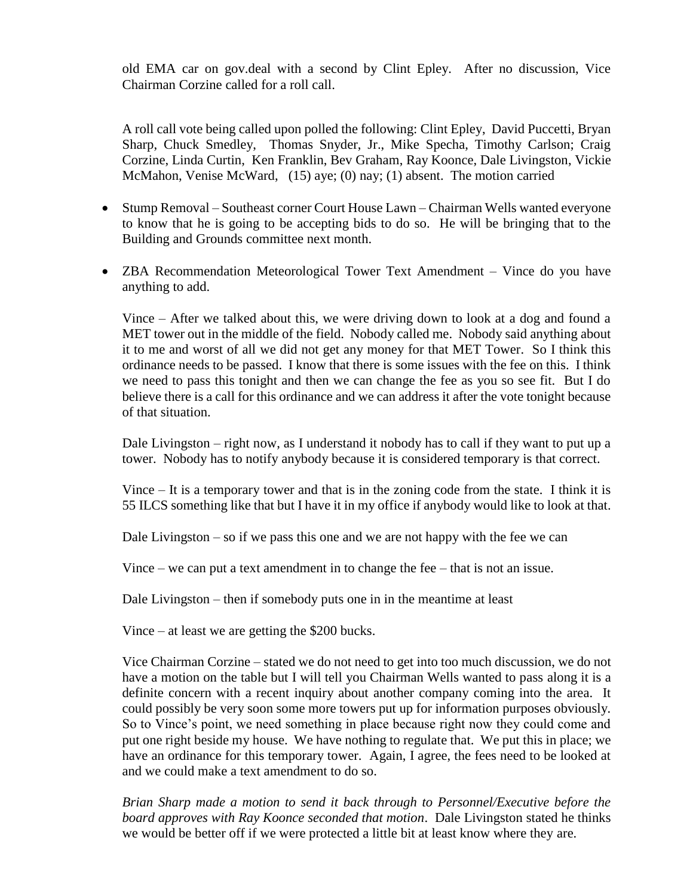old EMA car on gov.deal with a second by Clint Epley. After no discussion, Vice Chairman Corzine called for a roll call.

A roll call vote being called upon polled the following: Clint Epley, David Puccetti, Bryan Sharp, Chuck Smedley, Thomas Snyder, Jr., Mike Specha, Timothy Carlson; Craig Corzine, Linda Curtin, Ken Franklin, Bev Graham, Ray Koonce, Dale Livingston, Vickie McMahon, Venise McWard, (15) aye; (0) nay; (1) absent. The motion carried

- Stump Removal – Southeast corner Court House Lawn – Chairman Wells wanted everyone to know that he is going to be accepting bids to do so. He will be bringing that to the Building and Grounds committee next month.

- ZBA Recommendation Meteorological Tower Text Amendment – Vince do you have anything to add.

  Vince – After we talked about this, we were driving down to look at a dog and found a MET tower out in the middle of the field. Nobody called me. Nobody said anything about it to me and worst of all we did not get any money for that MET Tower. So I think this ordinance needs to be passed. I know that there is some issues with the fee on this. I think we need to pass this tonight and then we can change the fee as you so see fit. But I do believe there is a call for this ordinance and we can address it after the vote tonight because of that situation.

  Dale Livingston – right now, as I understand it nobody has to call if they want to put up a tower. Nobody has to notify anybody because it is considered temporary is that correct.

  Vince – It is a temporary tower and that is in the zoning code from the state. I think it is 55 ILCS something like that but I have it in my office if anybody would like to look at that.

  Dale Livingston – so if we pass this one and we are not happy with the fee we can

  Vince – we can put a text amendment in to change the fee – that is not an issue.

  Dale Livingston – then if somebody puts one in in the meantime at least

  Vince – at least we are getting the $200 bucks.

  Vice Chairman Corzine – stated we do not need to get into too much discussion, we do not have a motion on the table but I will tell you Chairman Wells wanted to pass along it is a definite concern with a recent inquiry about another company coming into the area. It could possibly be very soon some more towers put up for information purposes obviously. So to Vince's point, we need something in place because right now they could come and put one right beside my house. We have nothing to regulate that. We put this in place; we have an ordinance for this temporary tower. Again, I agree, the fees need to be looked at and we could make a text amendment to do so.

  *Brian Sharp made a motion to send it back through to Personnel/Executive before the board approves with Ray Koonce seconded that motion*. Dale Livingston stated he thinks we would be better off if we were protected a little bit at least know where they are.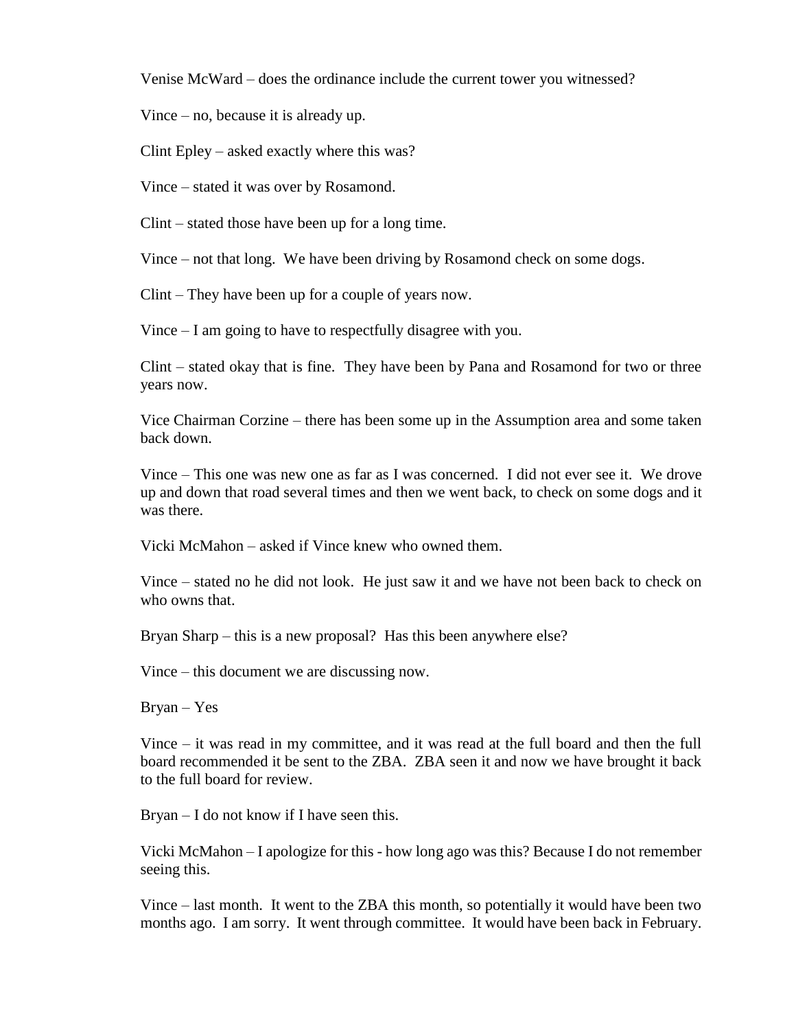Venise McWard – does the ordinance include the current tower you witnessed?

Vince – no, because it is already up.

Clint Epley – asked exactly where this was?

Vince – stated it was over by Rosamond.

Clint – stated those have been up for a long time.

Vince – not that long. We have been driving by Rosamond check on some dogs.

Clint – They have been up for a couple of years now.

Vince – I am going to have to respectfully disagree with you.

Clint – stated okay that is fine. They have been by Pana and Rosamond for two or three years now.

Vice Chairman Corzine – there has been some up in the Assumption area and some taken back down.

Vince – This one was new one as far as I was concerned. I did not ever see it. We drove up and down that road several times and then we went back, to check on some dogs and it was there.

Vicki McMahon – asked if Vince knew who owned them.

Vince – stated no he did not look. He just saw it and we have not been back to check on who owns that.

Bryan Sharp – this is a new proposal? Has this been anywhere else?

Vince – this document we are discussing now.

Bryan – Yes

Vince – it was read in my committee, and it was read at the full board and then the full board recommended it be sent to the ZBA. ZBA seen it and now we have brought it back to the full board for review.

Bryan – I do not know if I have seen this.

Vicki McMahon – I apologize for this - how long ago was this? Because I do not remember seeing this.

Vince – last month. It went to the ZBA this month, so potentially it would have been two months ago. I am sorry. It went through committee. It would have been back in February.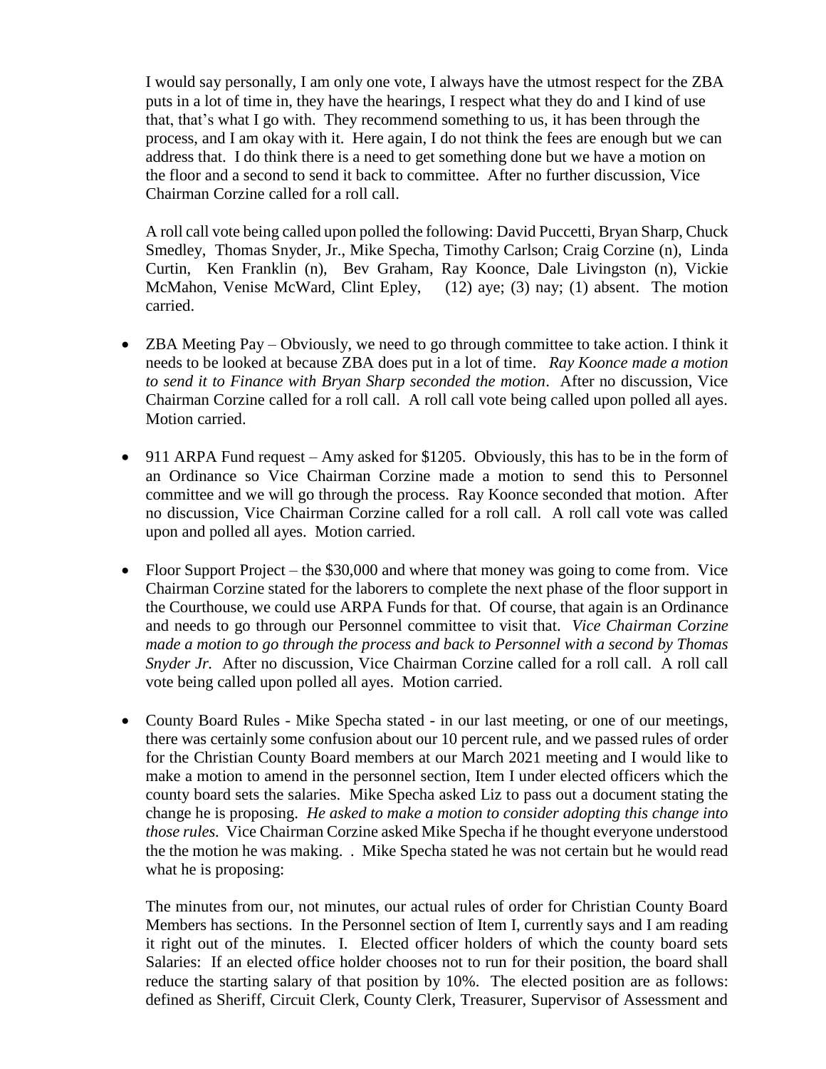I would say personally, I am only one vote, I always have the utmost respect for the ZBA puts in a lot of time in, they have the hearings, I respect what they do and I kind of use that, that's what I go with. They recommend something to us, it has been through the process, and I am okay with it. Here again, I do not think the fees are enough but we can address that. I do think there is a need to get something done but we have a motion on the floor and a second to send it back to committee. After no further discussion, Vice Chairman Corzine called for a roll call.

A roll call vote being called upon polled the following: David Puccetti, Bryan Sharp, Chuck Smedley, Thomas Snyder, Jr., Mike Specha, Timothy Carlson; Craig Corzine (n), Linda Curtin, Ken Franklin (n), Bev Graham, Ray Koonce, Dale Livingston (n), Vickie McMahon, Venise McWard, Clint Epley, (12) aye; (3) nay; (1) absent. The motion carried.

- ZBA Meeting Pay – Obviously, we need to go through committee to take action. I think it needs to be looked at because ZBA does put in a lot of time. *Ray Koonce made a motion to send it to Finance with Bryan Sharp seconded the motion*. After no discussion, Vice Chairman Corzine called for a roll call. A roll call vote being called upon polled all ayes. Motion carried.

- 911 ARPA Fund request – Amy asked for $1205. Obviously, this has to be in the form of an Ordinance so Vice Chairman Corzine made a motion to send this to Personnel committee and we will go through the process. Ray Koonce seconded that motion. After no discussion, Vice Chairman Corzine called for a roll call. A roll call vote was called upon and polled all ayes. Motion carried.

- Floor Support Project – the $30,000 and where that money was going to come from. Vice Chairman Corzine stated for the laborers to complete the next phase of the floor support in the Courthouse, we could use ARPA Funds for that. Of course, that again is an Ordinance and needs to go through our Personnel committee to visit that. *Vice Chairman Corzine made a motion to go through the process and back to Personnel with a second by Thomas Snyder Jr.* After no discussion, Vice Chairman Corzine called for a roll call. A roll call vote being called upon polled all ayes. Motion carried.

- County Board Rules - Mike Specha stated - in our last meeting, or one of our meetings, there was certainly some confusion about our 10 percent rule, and we passed rules of order for the Christian County Board members at our March 2021 meeting and I would like to make a motion to amend in the personnel section, Item I under elected officers which the county board sets the salaries. Mike Specha asked Liz to pass out a document stating the change he is proposing. *He asked to make a motion to consider adopting this change into those rules.* Vice Chairman Corzine asked Mike Specha if he thought everyone understood the the motion he was making. . Mike Specha stated he was not certain but he would read what he is proposing:

  The minutes from our, not minutes, our actual rules of order for Christian County Board Members has sections. In the Personnel section of Item I, currently says and I am reading it right out of the minutes. I. Elected officer holders of which the county board sets Salaries: If an elected office holder chooses not to run for their position, the board shall reduce the starting salary of that position by 10%. The elected position are as follows: defined as Sheriff, Circuit Clerk, County Clerk, Treasurer, Supervisor of Assessment and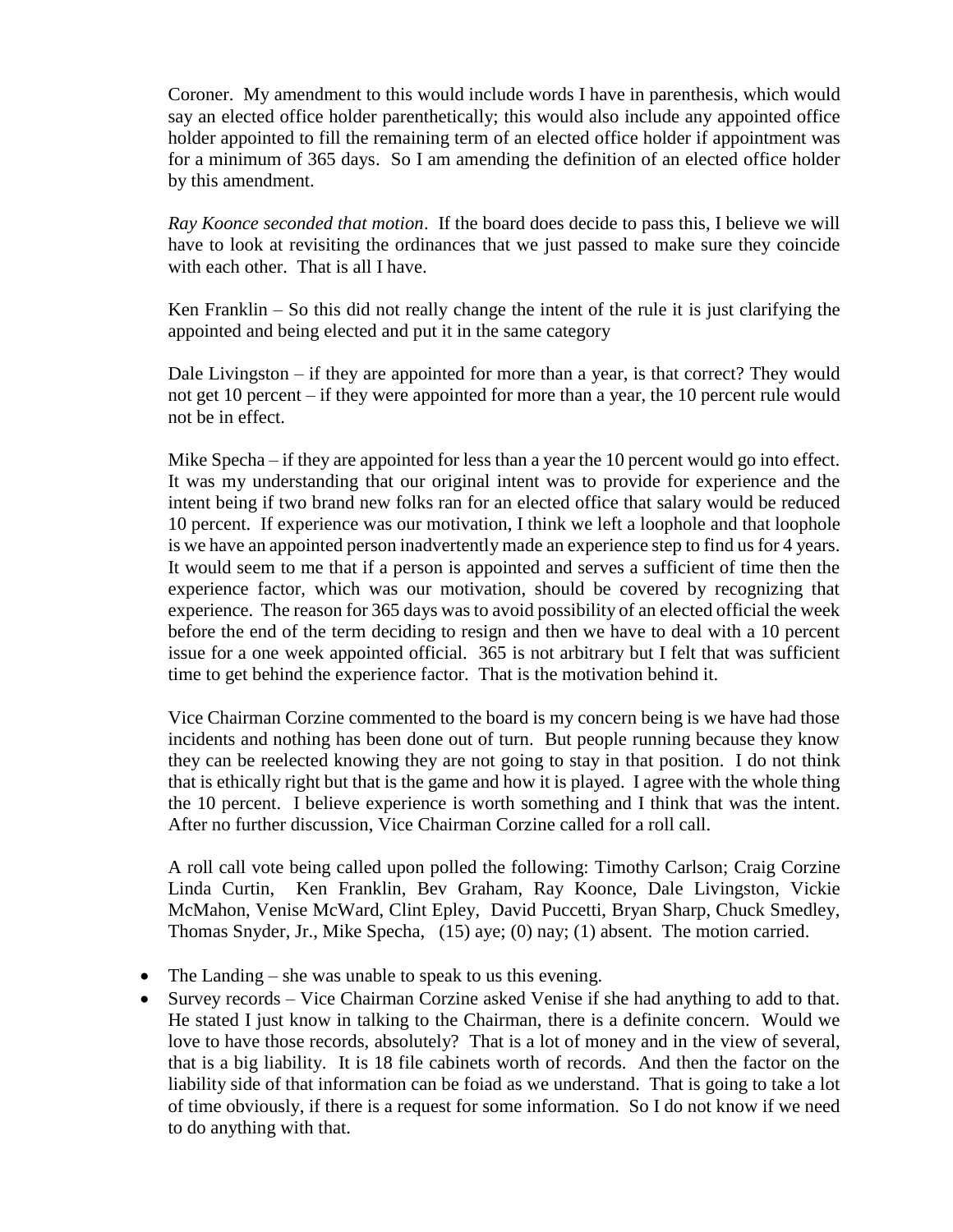Coroner. My amendment to this would include words I have in parenthesis, which would say an elected office holder parenthetically; this would also include any appointed office holder appointed to fill the remaining term of an elected office holder if appointment was for a minimum of 365 days. So I am amending the definition of an elected office holder by this amendment.

*Ray Koonce seconded that motion*. If the board does decide to pass this, I believe we will have to look at revisiting the ordinances that we just passed to make sure they coincide with each other. That is all I have.

Ken Franklin – So this did not really change the intent of the rule it is just clarifying the appointed and being elected and put it in the same category

Dale Livingston – if they are appointed for more than a year, is that correct? They would not get 10 percent – if they were appointed for more than a year, the 10 percent rule would not be in effect.

Mike Specha – if they are appointed for less than a year the 10 percent would go into effect. It was my understanding that our original intent was to provide for experience and the intent being if two brand new folks ran for an elected office that salary would be reduced 10 percent. If experience was our motivation, I think we left a loophole and that loophole is we have an appointed person inadvertently made an experience step to find us for 4 years. It would seem to me that if a person is appointed and serves a sufficient of time then the experience factor, which was our motivation, should be covered by recognizing that experience. The reason for 365 days was to avoid possibility of an elected official the week before the end of the term deciding to resign and then we have to deal with a 10 percent issue for a one week appointed official. 365 is not arbitrary but I felt that was sufficient time to get behind the experience factor. That is the motivation behind it.

Vice Chairman Corzine commented to the board is my concern being is we have had those incidents and nothing has been done out of turn. But people running because they know they can be reelected knowing they are not going to stay in that position. I do not think that is ethically right but that is the game and how it is played. I agree with the whole thing the 10 percent. I believe experience is worth something and I think that was the intent. After no further discussion, Vice Chairman Corzine called for a roll call.

A roll call vote being called upon polled the following: Timothy Carlson; Craig Corzine Linda Curtin, Ken Franklin, Bev Graham, Ray Koonce, Dale Livingston, Vickie McMahon, Venise McWard, Clint Epley, David Puccetti, Bryan Sharp, Chuck Smedley, Thomas Snyder, Jr., Mike Specha, (15) aye; (0) nay; (1) absent. The motion carried.

- The Landing – she was unable to speak to us this evening.
- Survey records – Vice Chairman Corzine asked Venise if she had anything to add to that. He stated I just know in talking to the Chairman, there is a definite concern. Would we love to have those records, absolutely? That is a lot of money and in the view of several, that is a big liability. It is 18 file cabinets worth of records. And then the factor on the liability side of that information can be foiad as we understand. That is going to take a lot of time obviously, if there is a request for some information. So I do not know if we need to do anything with that.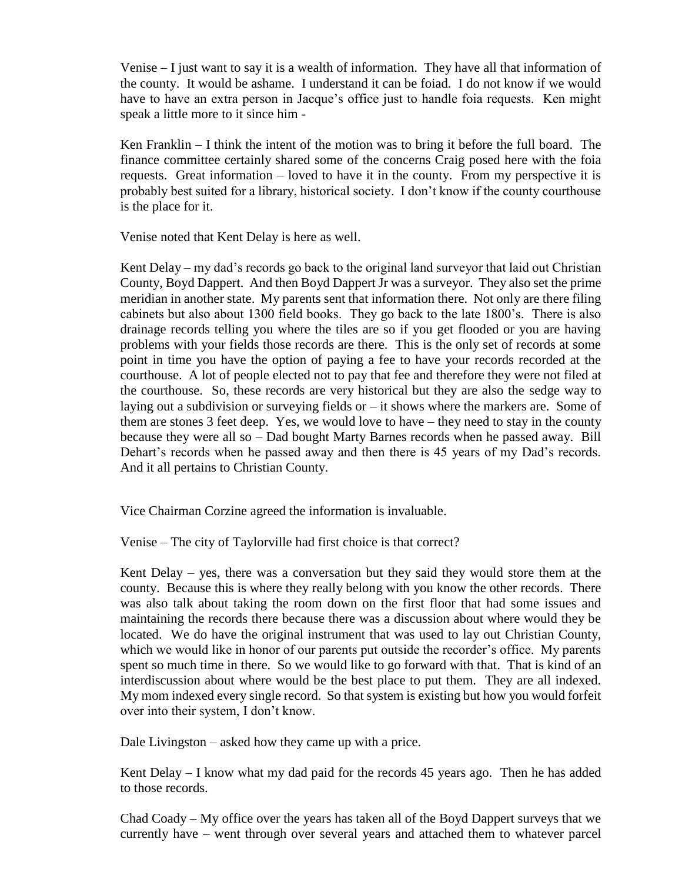Venise – I just want to say it is a wealth of information. They have all that information of the county. It would be ashame. I understand it can be foiad. I do not know if we would have to have an extra person in Jacque's office just to handle foia requests. Ken might speak a little more to it since him -

Ken Franklin – I think the intent of the motion was to bring it before the full board. The finance committee certainly shared some of the concerns Craig posed here with the foia requests. Great information – loved to have it in the county. From my perspective it is probably best suited for a library, historical society. I don't know if the county courthouse is the place for it.

Venise noted that Kent Delay is here as well.

Kent Delay – my dad's records go back to the original land surveyor that laid out Christian County, Boyd Dappert. And then Boyd Dappert Jr was a surveyor. They also set the prime meridian in another state. My parents sent that information there. Not only are there filing cabinets but also about 1300 field books. They go back to the late 1800's. There is also drainage records telling you where the tiles are so if you get flooded or you are having problems with your fields those records are there. This is the only set of records at some point in time you have the option of paying a fee to have your records recorded at the courthouse. A lot of people elected not to pay that fee and therefore they were not filed at the courthouse. So, these records are very historical but they are also the sedge way to laying out a subdivision or surveying fields or – it shows where the markers are. Some of them are stones 3 feet deep. Yes, we would love to have – they need to stay in the county because they were all so – Dad bought Marty Barnes records when he passed away. Bill Dehart's records when he passed away and then there is 45 years of my Dad's records. And it all pertains to Christian County.

Vice Chairman Corzine agreed the information is invaluable.

Venise – The city of Taylorville had first choice is that correct?

Kent Delay – yes, there was a conversation but they said they would store them at the county. Because this is where they really belong with you know the other records. There was also talk about taking the room down on the first floor that had some issues and maintaining the records there because there was a discussion about where would they be located. We do have the original instrument that was used to lay out Christian County, which we would like in honor of our parents put outside the recorder's office. My parents spent so much time in there. So we would like to go forward with that. That is kind of an interdiscussion about where would be the best place to put them. They are all indexed. My mom indexed every single record. So that system is existing but how you would forfeit over into their system, I don't know.

Dale Livingston – asked how they came up with a price.

Kent Delay – I know what my dad paid for the records 45 years ago. Then he has added to those records.

Chad Coady – My office over the years has taken all of the Boyd Dappert surveys that we currently have – went through over several years and attached them to whatever parcel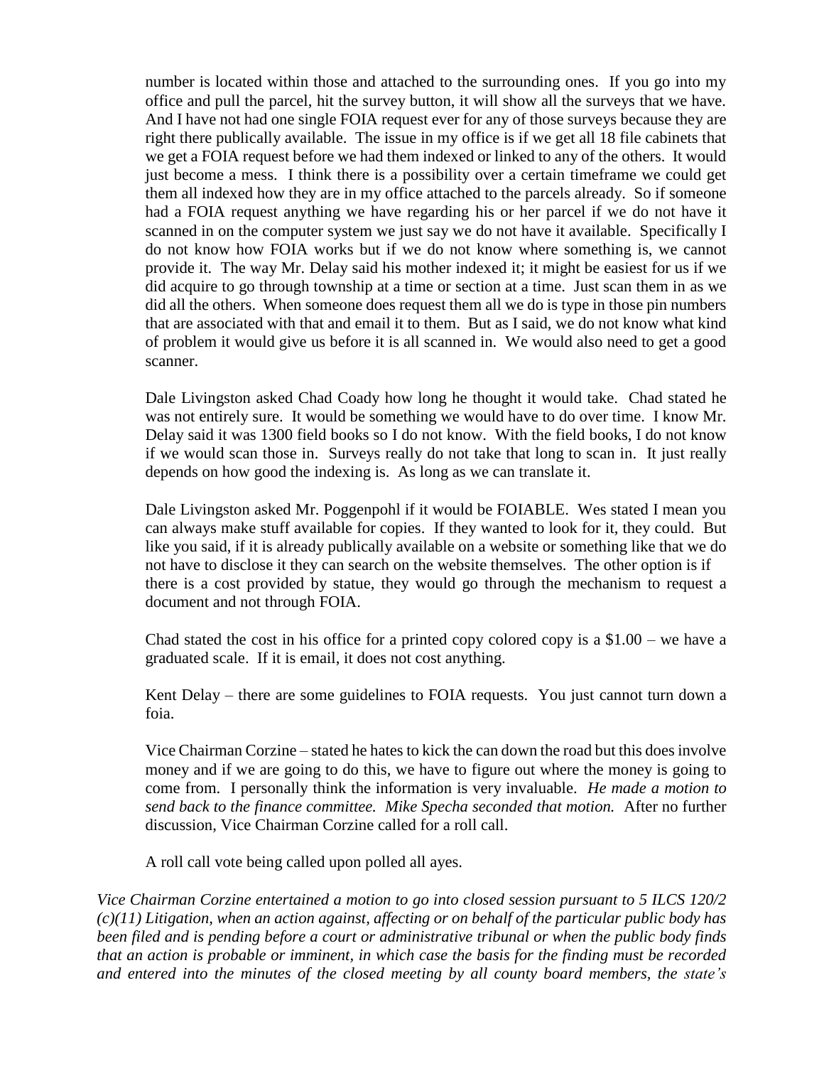number is located within those and attached to the surrounding ones. If you go into my office and pull the parcel, hit the survey button, it will show all the surveys that we have. And I have not had one single FOIA request ever for any of those surveys because they are right there publically available. The issue in my office is if we get all 18 file cabinets that we get a FOIA request before we had them indexed or linked to any of the others. It would just become a mess. I think there is a possibility over a certain timeframe we could get them all indexed how they are in my office attached to the parcels already. So if someone had a FOIA request anything we have regarding his or her parcel if we do not have it scanned in on the computer system we just say we do not have it available. Specifically I do not know how FOIA works but if we do not know where something is, we cannot provide it. The way Mr. Delay said his mother indexed it; it might be easiest for us if we did acquire to go through township at a time or section at a time. Just scan them in as we did all the others. When someone does request them all we do is type in those pin numbers that are associated with that and email it to them. But as I said, we do not know what kind of problem it would give us before it is all scanned in. We would also need to get a good scanner.

Dale Livingston asked Chad Coady how long he thought it would take. Chad stated he was not entirely sure. It would be something we would have to do over time. I know Mr. Delay said it was 1300 field books so I do not know. With the field books, I do not know if we would scan those in. Surveys really do not take that long to scan in. It just really depends on how good the indexing is. As long as we can translate it.

Dale Livingston asked Mr. Poggenpohl if it would be FOIABLE. Wes stated I mean you can always make stuff available for copies. If they wanted to look for it, they could. But like you said, if it is already publically available on a website or something like that we do not have to disclose it they can search on the website themselves. The other option is if there is a cost provided by statue, they would go through the mechanism to request a document and not through FOIA.

Chad stated the cost in his office for a printed copy colored copy is a $1.00 – we have a graduated scale. If it is email, it does not cost anything.

Kent Delay – there are some guidelines to FOIA requests. You just cannot turn down a foia.

Vice Chairman Corzine – stated he hates to kick the can down the road but this does involve money and if we are going to do this, we have to figure out where the money is going to come from. I personally think the information is very invaluable. *He made a motion to send back to the finance committee. Mike Specha seconded that motion.* After no further discussion, Vice Chairman Corzine called for a roll call.

A roll call vote being called upon polled all ayes.

*Vice Chairman Corzine entertained a motion to go into closed session pursuant to 5 ILCS 120/2 (c)(11) Litigation, when an action against, affecting or on behalf of the particular public body has been filed and is pending before a court or administrative tribunal or when the public body finds that an action is probable or imminent, in which case the basis for the finding must be recorded and entered into the minutes of the closed meeting by all county board members, the state's*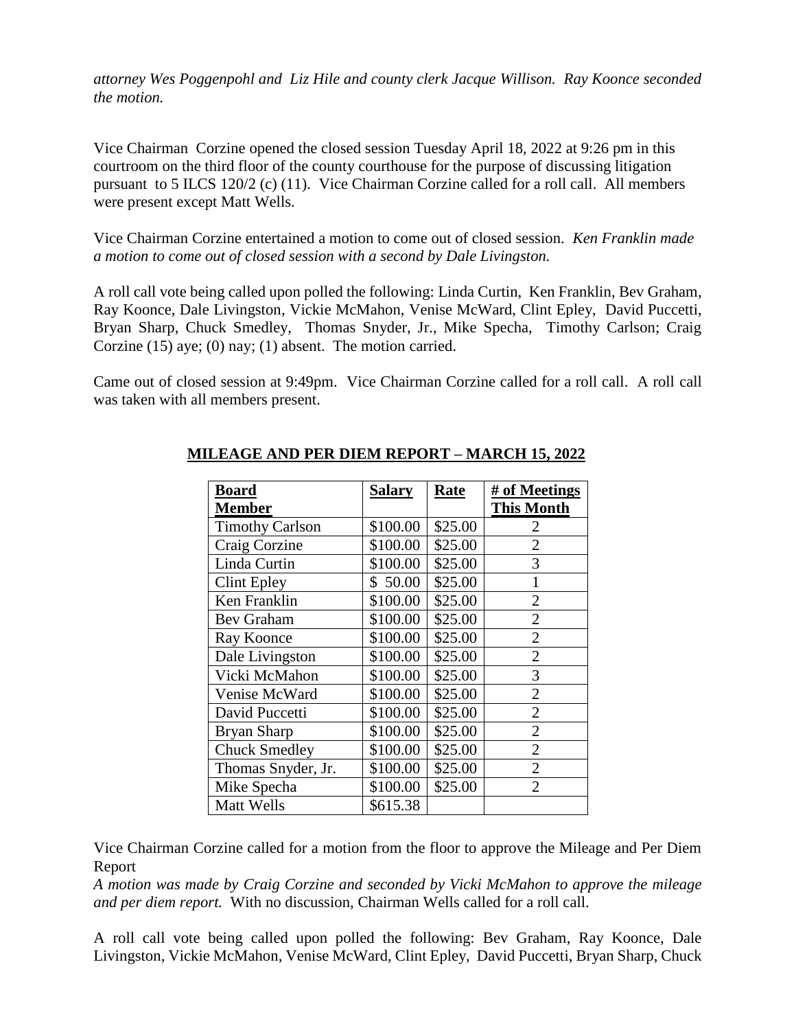*attorney Wes Poggenpohl and Liz Hile and county clerk Jacque Willison. Ray Koonce seconded the motion.*

Vice Chairman Corzine opened the closed session Tuesday April 18, 2022 at 9:26 pm in this courtroom on the third floor of the county courthouse for the purpose of discussing litigation pursuant to 5 ILCS 120/2 (c) (11). Vice Chairman Corzine called for a roll call. All members were present except Matt Wells.

Vice Chairman Corzine entertained a motion to come out of closed session. *Ken Franklin made a motion to come out of closed session with a second by Dale Livingston.*

A roll call vote being called upon polled the following: Linda Curtin, Ken Franklin, Bev Graham, Ray Koonce, Dale Livingston, Vickie McMahon, Venise McWard, Clint Epley, David Puccetti, Bryan Sharp, Chuck Smedley, Thomas Snyder, Jr., Mike Specha, Timothy Carlson; Craig Corzine (15) aye; (0) nay; (1) absent. The motion carried.

Came out of closed session at 9:49pm. Vice Chairman Corzine called for a roll call. A roll call was taken with all members present.

**MILEAGE AND PER DIEM REPORT – MARCH 15, 2022**

| Board Member | Salary | Rate | # of Meetings This Month |
|---|---|---|---|
| Timothy Carlson | $100.00 | $25.00 | 2 |
| Craig Corzine | $100.00 | $25.00 | 2 |
| Linda Curtin | $100.00 | $25.00 | 3 |
| Clint Epley | $ 50.00 | $25.00 | 1 |
| Ken Franklin | $100.00 | $25.00 | 2 |
| Bev Graham | $100.00 | $25.00 | 2 |
| Ray Koonce | $100.00 | $25.00 | 2 |
| Dale Livingston | $100.00 | $25.00 | 2 |
| Vicki McMahon | $100.00 | $25.00 | 3 |
| Venise McWard | $100.00 | $25.00 | 2 |
| David Puccetti | $100.00 | $25.00 | 2 |
| Bryan Sharp | $100.00 | $25.00 | 2 |
| Chuck Smedley | $100.00 | $25.00 | 2 |
| Thomas Snyder, Jr. | $100.00 | $25.00 | 2 |
| Mike Specha | $100.00 | $25.00 | 2 |
| Matt Wells | $615.38 | | |

Vice Chairman Corzine called for a motion from the floor to approve the Mileage and Per Diem Report
*A motion was made by Craig Corzine and seconded by Vicki McMahon to approve the mileage and per diem report.* With no discussion, Chairman Wells called for a roll call.

A roll call vote being called upon polled the following: Bev Graham, Ray Koonce, Dale Livingston, Vickie McMahon, Venise McWard, Clint Epley, David Puccetti, Bryan Sharp, Chuck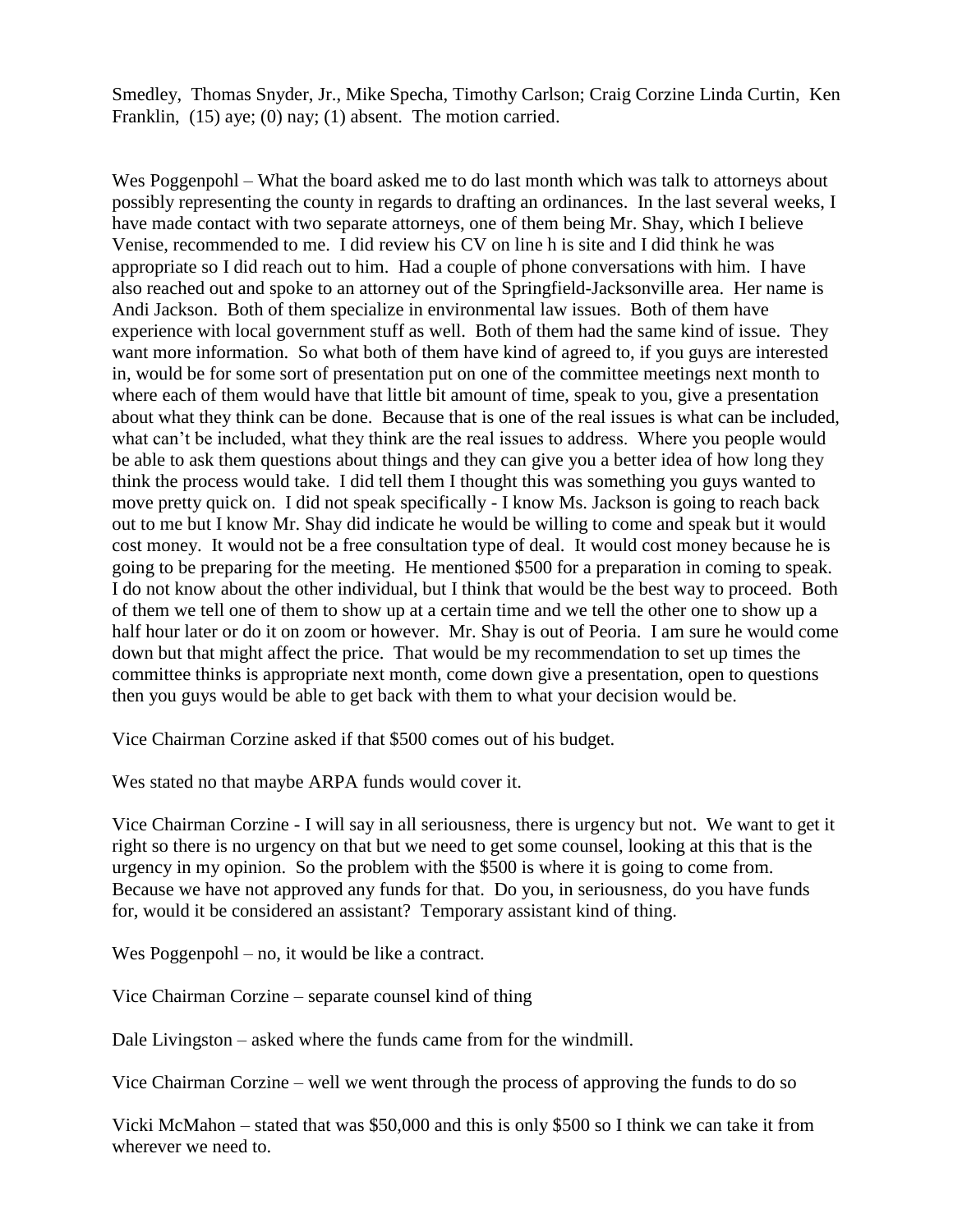Smedley, Thomas Snyder, Jr., Mike Specha, Timothy Carlson; Craig Corzine Linda Curtin, Ken Franklin, (15) aye; (0) nay; (1) absent. The motion carried.

Wes Poggenpohl – What the board asked me to do last month which was talk to attorneys about possibly representing the county in regards to drafting an ordinances. In the last several weeks, I have made contact with two separate attorneys, one of them being Mr. Shay, which I believe Venise, recommended to me. I did review his CV on line h is site and I did think he was appropriate so I did reach out to him. Had a couple of phone conversations with him. I have also reached out and spoke to an attorney out of the Springfield-Jacksonville area. Her name is Andi Jackson. Both of them specialize in environmental law issues. Both of them have experience with local government stuff as well. Both of them had the same kind of issue. They want more information. So what both of them have kind of agreed to, if you guys are interested in, would be for some sort of presentation put on one of the committee meetings next month to where each of them would have that little bit amount of time, speak to you, give a presentation about what they think can be done. Because that is one of the real issues is what can be included, what can't be included, what they think are the real issues to address. Where you people would be able to ask them questions about things and they can give you a better idea of how long they think the process would take. I did tell them I thought this was something you guys wanted to move pretty quick on. I did not speak specifically - I know Ms. Jackson is going to reach back out to me but I know Mr. Shay did indicate he would be willing to come and speak but it would cost money. It would not be a free consultation type of deal. It would cost money because he is going to be preparing for the meeting. He mentioned $500 for a preparation in coming to speak. I do not know about the other individual, but I think that would be the best way to proceed. Both of them we tell one of them to show up at a certain time and we tell the other one to show up a half hour later or do it on zoom or however. Mr. Shay is out of Peoria. I am sure he would come down but that might affect the price. That would be my recommendation to set up times the committee thinks is appropriate next month, come down give a presentation, open to questions then you guys would be able to get back with them to what your decision would be.

Vice Chairman Corzine asked if that $500 comes out of his budget.

Wes stated no that maybe ARPA funds would cover it.

Vice Chairman Corzine - I will say in all seriousness, there is urgency but not. We want to get it right so there is no urgency on that but we need to get some counsel, looking at this that is the urgency in my opinion. So the problem with the $500 is where it is going to come from. Because we have not approved any funds for that. Do you, in seriousness, do you have funds for, would it be considered an assistant? Temporary assistant kind of thing.

Wes Poggenpohl – no, it would be like a contract.

Vice Chairman Corzine – separate counsel kind of thing

Dale Livingston – asked where the funds came from for the windmill.

Vice Chairman Corzine – well we went through the process of approving the funds to do so

Vicki McMahon – stated that was $50,000 and this is only $500 so I think we can take it from wherever we need to.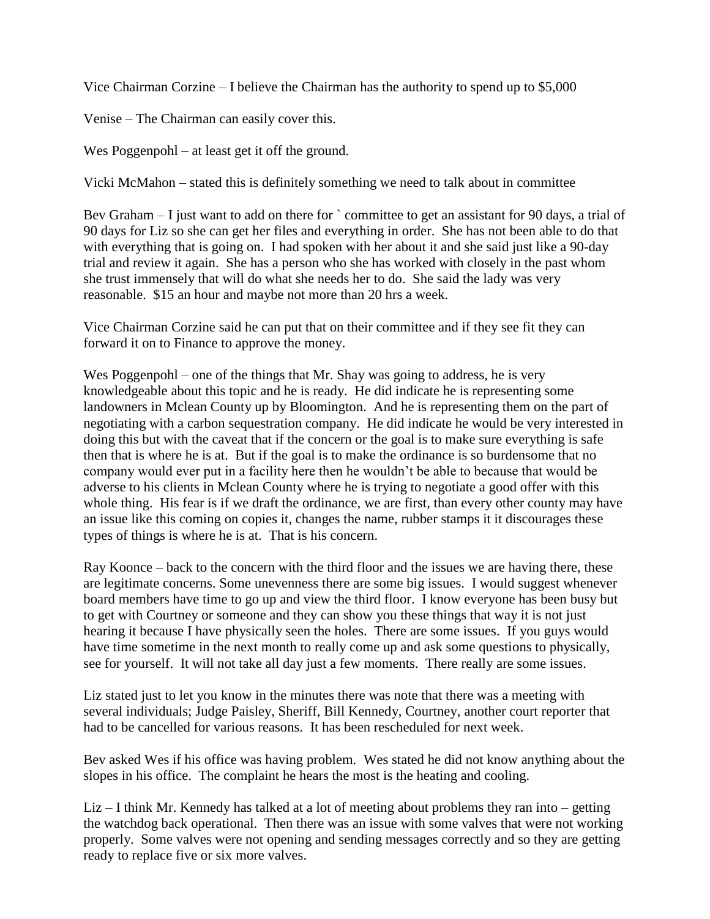Vice Chairman Corzine – I believe the Chairman has the authority to spend up to $5,000

Venise – The Chairman can easily cover this.

Wes Poggenpohl – at least get it off the ground.

Vicki McMahon – stated this is definitely something we need to talk about in committee

Bev Graham – I just want to add on there for ` committee to get an assistant for 90 days, a trial of 90 days for Liz so she can get her files and everything in order. She has not been able to do that with everything that is going on. I had spoken with her about it and she said just like a 90-day trial and review it again. She has a person who she has worked with closely in the past whom she trust immensely that will do what she needs her to do. She said the lady was very reasonable. $15 an hour and maybe not more than 20 hrs a week.

Vice Chairman Corzine said he can put that on their committee and if they see fit they can forward it on to Finance to approve the money.

Wes Poggenpohl – one of the things that Mr. Shay was going to address, he is very knowledgeable about this topic and he is ready. He did indicate he is representing some landowners in Mclean County up by Bloomington. And he is representing them on the part of negotiating with a carbon sequestration company. He did indicate he would be very interested in doing this but with the caveat that if the concern or the goal is to make sure everything is safe then that is where he is at. But if the goal is to make the ordinance is so burdensome that no company would ever put in a facility here then he wouldn't be able to because that would be adverse to his clients in Mclean County where he is trying to negotiate a good offer with this whole thing. His fear is if we draft the ordinance, we are first, than every other county may have an issue like this coming on copies it, changes the name, rubber stamps it it discourages these types of things is where he is at. That is his concern.

Ray Koonce – back to the concern with the third floor and the issues we are having there, these are legitimate concerns. Some unevenness there are some big issues. I would suggest whenever board members have time to go up and view the third floor. I know everyone has been busy but to get with Courtney or someone and they can show you these things that way it is not just hearing it because I have physically seen the holes. There are some issues. If you guys would have time sometime in the next month to really come up and ask some questions to physically, see for yourself. It will not take all day just a few moments. There really are some issues.

Liz stated just to let you know in the minutes there was note that there was a meeting with several individuals; Judge Paisley, Sheriff, Bill Kennedy, Courtney, another court reporter that had to be cancelled for various reasons. It has been rescheduled for next week.

Bev asked Wes if his office was having problem. Wes stated he did not know anything about the slopes in his office. The complaint he hears the most is the heating and cooling.

Liz – I think Mr. Kennedy has talked at a lot of meeting about problems they ran into – getting the watchdog back operational. Then there was an issue with some valves that were not working properly. Some valves were not opening and sending messages correctly and so they are getting ready to replace five or six more valves.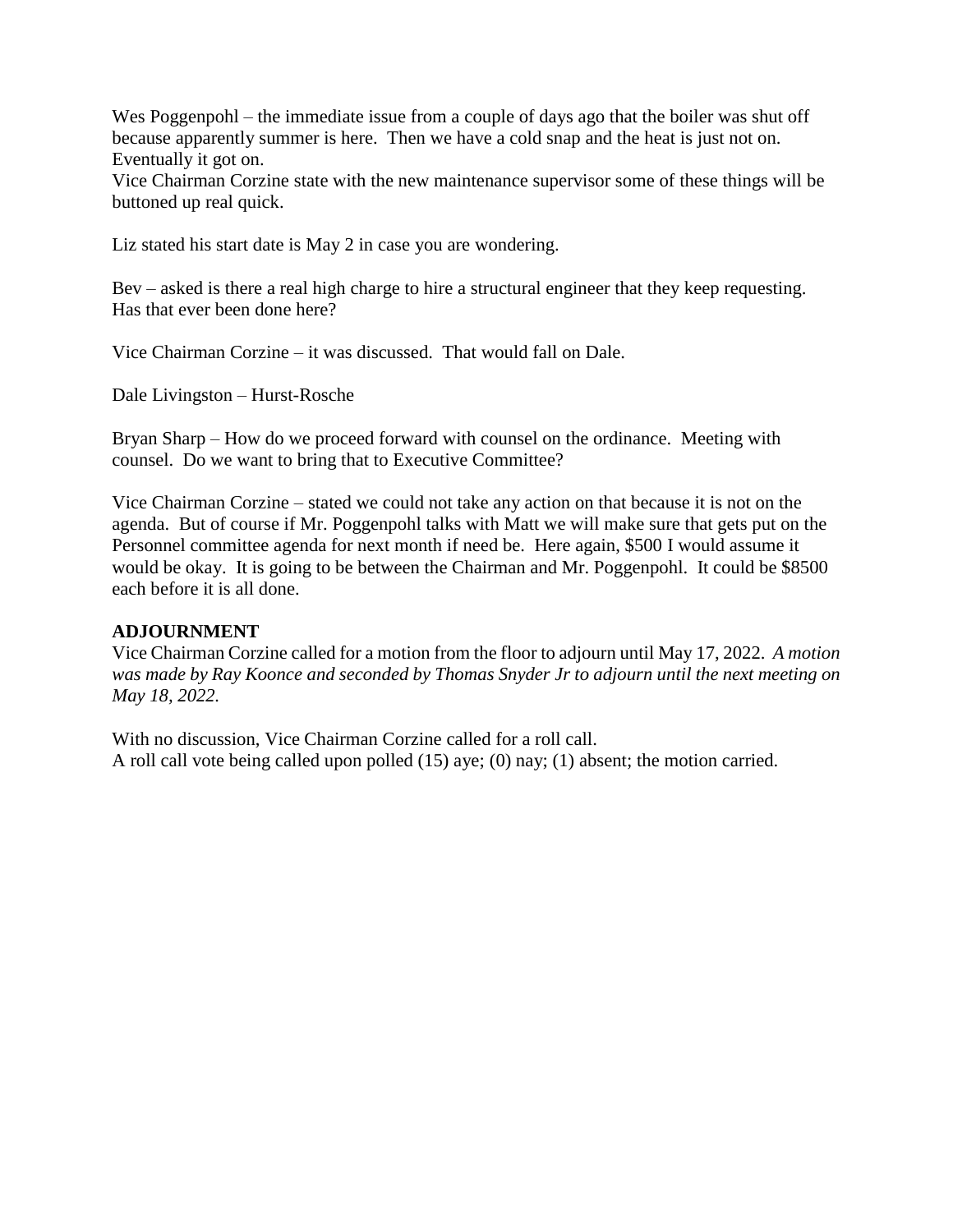Wes Poggenpohl – the immediate issue from a couple of days ago that the boiler was shut off because apparently summer is here. Then we have a cold snap and the heat is just not on. Eventually it got on.
Vice Chairman Corzine state with the new maintenance supervisor some of these things will be buttoned up real quick.

Liz stated his start date is May 2 in case you are wondering.

Bev – asked is there a real high charge to hire a structural engineer that they keep requesting. Has that ever been done here?

Vice Chairman Corzine – it was discussed. That would fall on Dale.

Dale Livingston – Hurst-Rosche

Bryan Sharp – How do we proceed forward with counsel on the ordinance. Meeting with counsel. Do we want to bring that to Executive Committee?

Vice Chairman Corzine – stated we could not take any action on that because it is not on the agenda. But of course if Mr. Poggenpohl talks with Matt we will make sure that gets put on the Personnel committee agenda for next month if need be. Here again, $500 I would assume it would be okay. It is going to be between the Chairman and Mr. Poggenpohl. It could be $8500 each before it is all done.

**ADJOURNMENT**
Vice Chairman Corzine called for a motion from the floor to adjourn until May 17, 2022. *A motion was made by Ray Koonce and seconded by Thomas Snyder Jr to adjourn until the next meeting on May 18, 2022.*

With no discussion, Vice Chairman Corzine called for a roll call.
A roll call vote being called upon polled (15) aye; (0) nay; (1) absent; the motion carried.